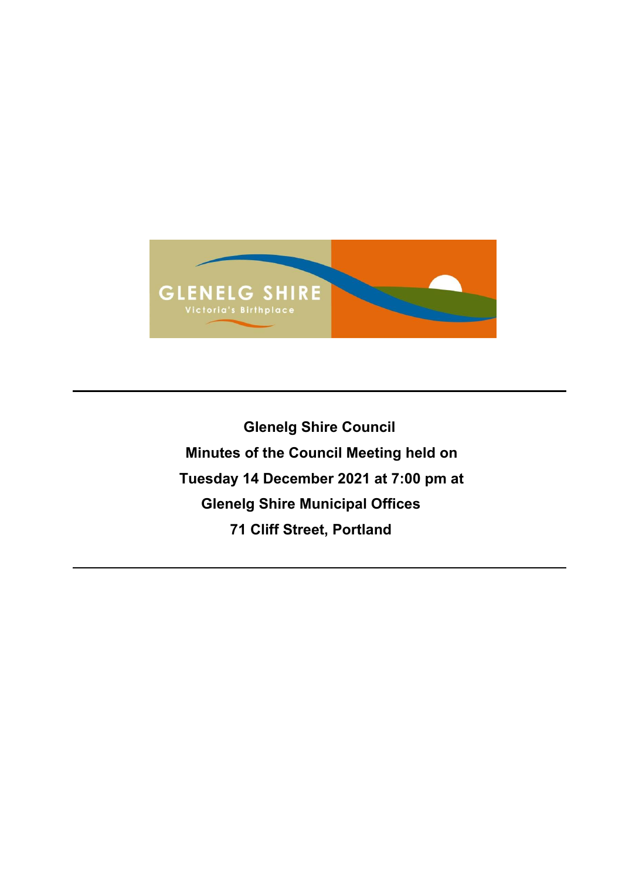**Glenelg Shire Council**

**Minutes of the Council Meeting held on**

**Tuesday 14 December 2021 at 7:00 pm at**

**Glenelg Shire Municipal Offices**

**71 Cliff Street, Portland**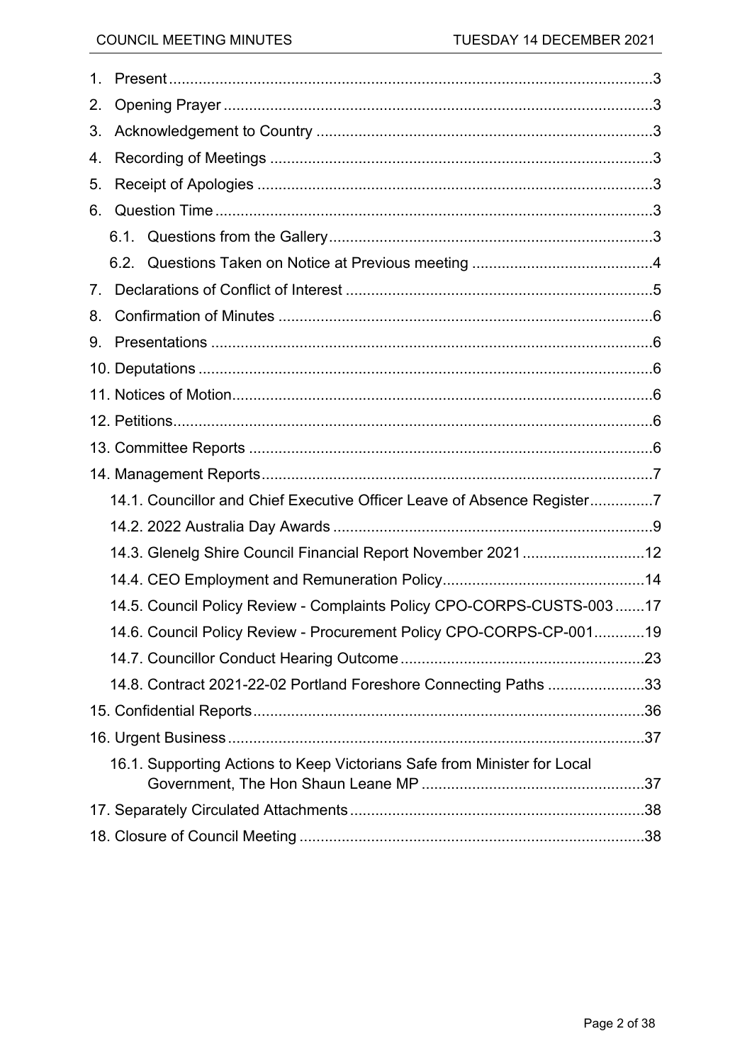1. Present ..... 3
2. Opening Prayer ..... 3
3. Acknowledgement to Country ..... 3
4. Recording of Meetings ..... 3
5. Receipt of Apologies ..... 3
6. Question Time ..... 3
   - 6.1. Questions from the Gallery ..... 3
   - 6.2. Questions Taken on Notice at Previous meeting ..... 4
7. Declarations of Conflict of Interest ..... 5
8. Confirmation of Minutes ..... 6
9. Presentations ..... 6
10. Deputations ..... 6
11. Notices of Motion ..... 6
12. Petitions ..... 6
13. Committee Reports ..... 6
14. Management Reports ..... 7
    - 14.1. Councillor and Chief Executive Officer Leave of Absence Register ..... 7
    - 14.2. 2022 Australia Day Awards ..... 9
    - 14.3. Glenelg Shire Council Financial Report November 2021 ..... 12
    - 14.4. CEO Employment and Remuneration Policy ..... 14
    - 14.5. Council Policy Review - Complaints Policy CPO-CORPS-CUSTS-003 ..... 17
    - 14.6. Council Policy Review - Procurement Policy CPO-CORPS-CP-001 ..... 19
    - 14.7. Councillor Conduct Hearing Outcome ..... 23
    - 14.8. Contract 2021-22-02 Portland Foreshore Connecting Paths ..... 33
15. Confidential Reports ..... 36
16. Urgent Business ..... 37
    - 16.1. Supporting Actions to Keep Victorians Safe from Minister for Local Government, The Hon Shaun Leane MP ..... 37
17. Separately Circulated Attachments ..... 38
18. Closure of Council Meeting ..... 38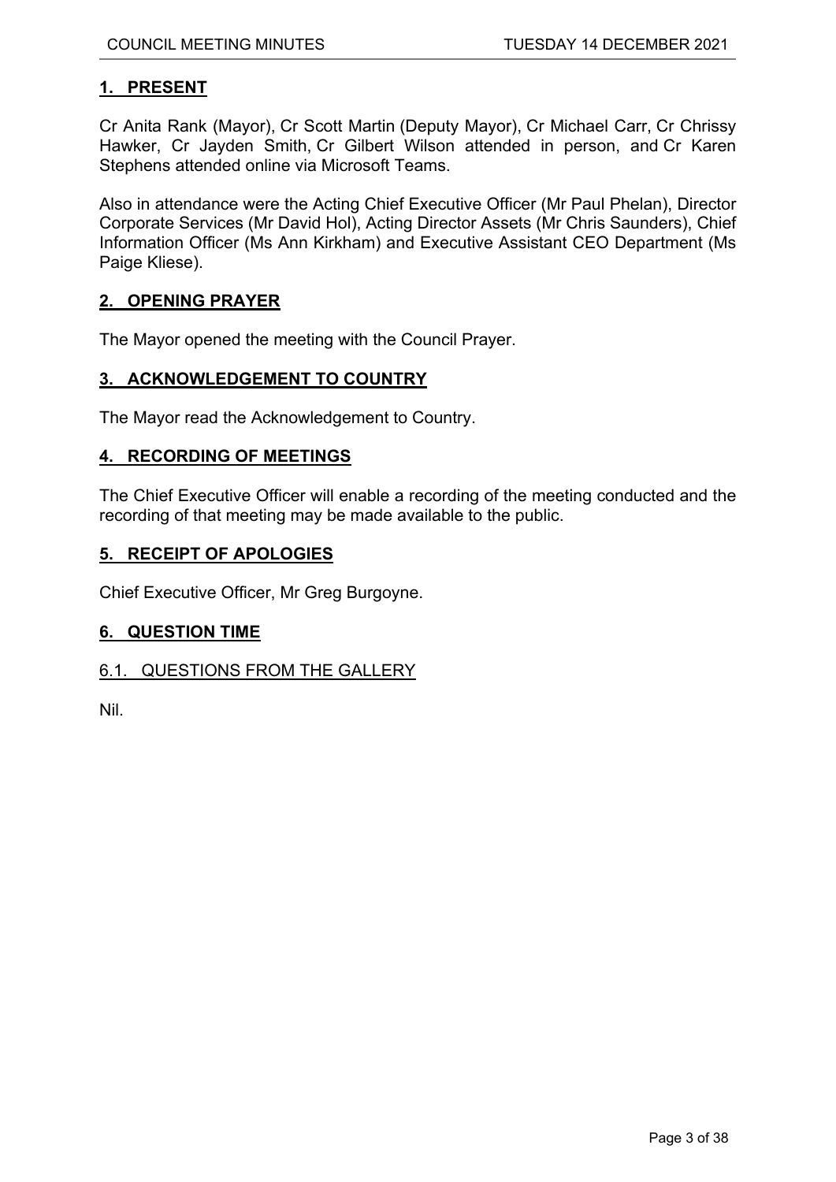## 1. PRESENT

Cr Anita Rank (Mayor), Cr Scott Martin (Deputy Mayor), Cr Michael Carr, Cr Chrissy Hawker, Cr Jayden Smith, Cr Gilbert Wilson attended in person, and Cr Karen Stephens attended online via Microsoft Teams.

Also in attendance were the Acting Chief Executive Officer (Mr Paul Phelan), Director Corporate Services (Mr David Hol), Acting Director Assets (Mr Chris Saunders), Chief Information Officer (Ms Ann Kirkham) and Executive Assistant CEO Department (Ms Paige Kliese).

## 2. OPENING PRAYER

The Mayor opened the meeting with the Council Prayer.

## 3. ACKNOWLEDGEMENT TO COUNTRY

The Mayor read the Acknowledgement to Country.

## 4. RECORDING OF MEETINGS

The Chief Executive Officer will enable a recording of the meeting conducted and the recording of that meeting may be made available to the public.

## 5. RECEIPT OF APOLOGIES

Chief Executive Officer, Mr Greg Burgoyne.

## 6. QUESTION TIME

### 6.1. QUESTIONS FROM THE GALLERY

Nil.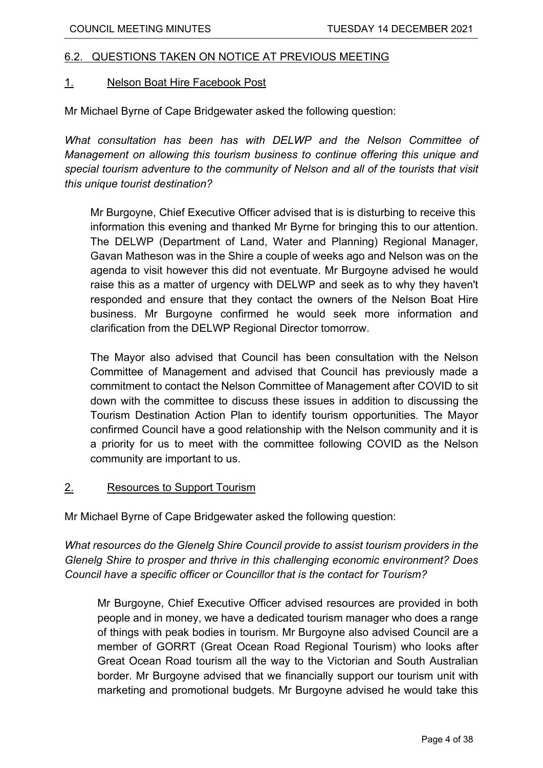## 6.2. QUESTIONS TAKEN ON NOTICE AT PREVIOUS MEETING

### 1. Nelson Boat Hire Facebook Post

Mr Michael Byrne of Cape Bridgewater asked the following question:

*What consultation has been has with DELWP and the Nelson Committee of Management on allowing this tourism business to continue offering this unique and special tourism adventure to the community of Nelson and all of the tourists that visit this unique tourist destination?*

> Mr Burgoyne, Chief Executive Officer advised that is is disturbing to receive this information this evening and thanked Mr Byrne for bringing this to our attention. The DELWP (Department of Land, Water and Planning) Regional Manager, Gavan Matheson was in the Shire a couple of weeks ago and Nelson was on the agenda to visit however this did not eventuate. Mr Burgoyne advised he would raise this as a matter of urgency with DELWP and seek as to why they haven't responded and ensure that they contact the owners of the Nelson Boat Hire business. Mr Burgoyne confirmed he would seek more information and clarification from the DELWP Regional Director tomorrow.
>
> The Mayor also advised that Council has been consultation with the Nelson Committee of Management and advised that Council has previously made a commitment to contact the Nelson Committee of Management after COVID to sit down with the committee to discuss these issues in addition to discussing the Tourism Destination Action Plan to identify tourism opportunities. The Mayor confirmed Council have a good relationship with the Nelson community and it is a priority for us to meet with the committee following COVID as the Nelson community are important to us.

### 2. Resources to Support Tourism

Mr Michael Byrne of Cape Bridgewater asked the following question:

*What resources do the Glenelg Shire Council provide to assist tourism providers in the Glenelg Shire to prosper and thrive in this challenging economic environment? Does Council have a specific officer or Councillor that is the contact for Tourism?*

> Mr Burgoyne, Chief Executive Officer advised resources are provided in both people and in money, we have a dedicated tourism manager who does a range of things with peak bodies in tourism. Mr Burgoyne also advised Council are a member of GORRT (Great Ocean Road Regional Tourism) who looks after Great Ocean Road tourism all the way to the Victorian and South Australian border. Mr Burgoyne advised that we financially support our tourism unit with marketing and promotional budgets. Mr Burgoyne advised he would take this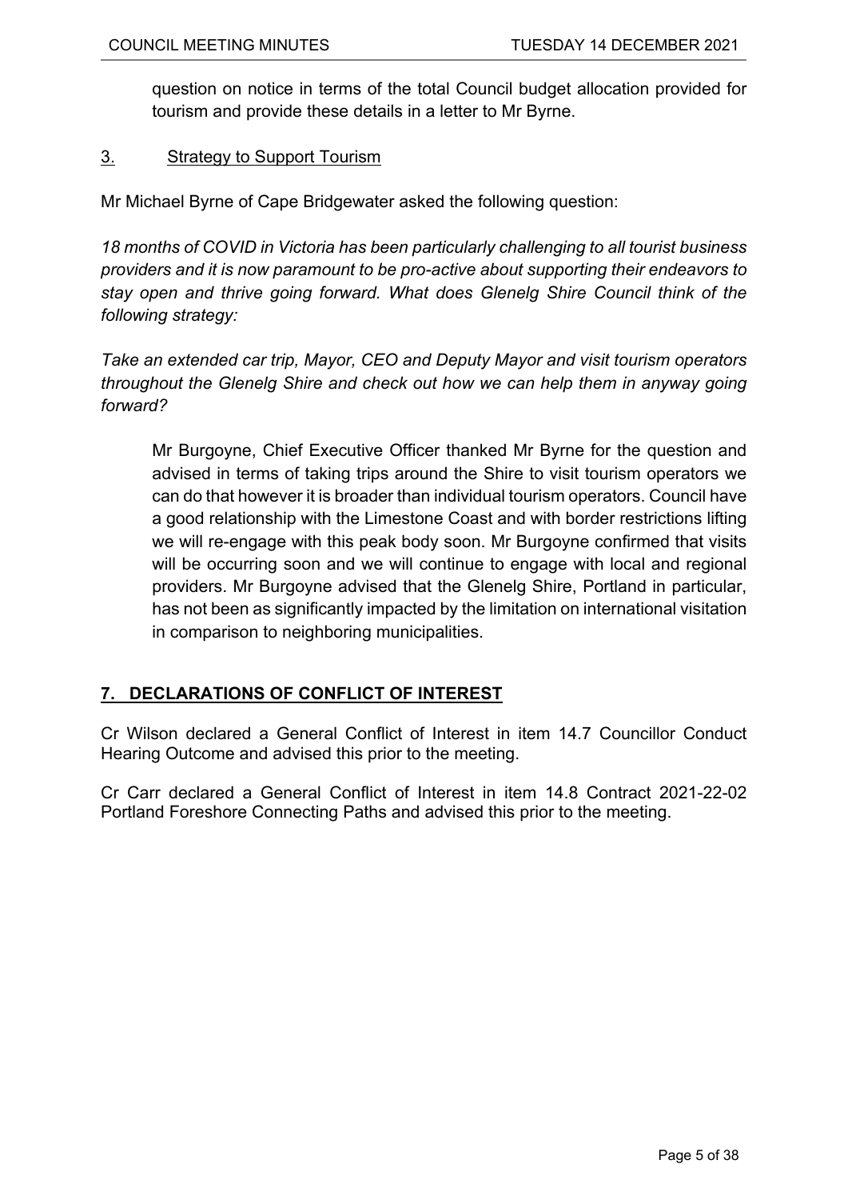question on notice in terms of the total Council budget allocation provided for tourism and provide these details in a letter to Mr Byrne.

3. Strategy to Support Tourism

Mr Michael Byrne of Cape Bridgewater asked the following question:

*18 months of COVID in Victoria has been particularly challenging to all tourist business providers and it is now paramount to be pro-active about supporting their endeavors to stay open and thrive going forward. What does Glenelg Shire Council think of the following strategy:*

*Take an extended car trip, Mayor, CEO and Deputy Mayor and visit tourism operators throughout the Glenelg Shire and check out how we can help them in anyway going forward?*

Mr Burgoyne, Chief Executive Officer thanked Mr Byrne for the question and advised in terms of taking trips around the Shire to visit tourism operators we can do that however it is broader than individual tourism operators. Council have a good relationship with the Limestone Coast and with border restrictions lifting we will re-engage with this peak body soon. Mr Burgoyne confirmed that visits will be occurring soon and we will continue to engage with local and regional providers. Mr Burgoyne advised that the Glenelg Shire, Portland in particular, has not been as significantly impacted by the limitation on international visitation in comparison to neighboring municipalities.

## 7. DECLARATIONS OF CONFLICT OF INTEREST

Cr Wilson declared a General Conflict of Interest in item 14.7 Councillor Conduct Hearing Outcome and advised this prior to the meeting.

Cr Carr declared a General Conflict of Interest in item 14.8 Contract 2021-22-02 Portland Foreshore Connecting Paths and advised this prior to the meeting.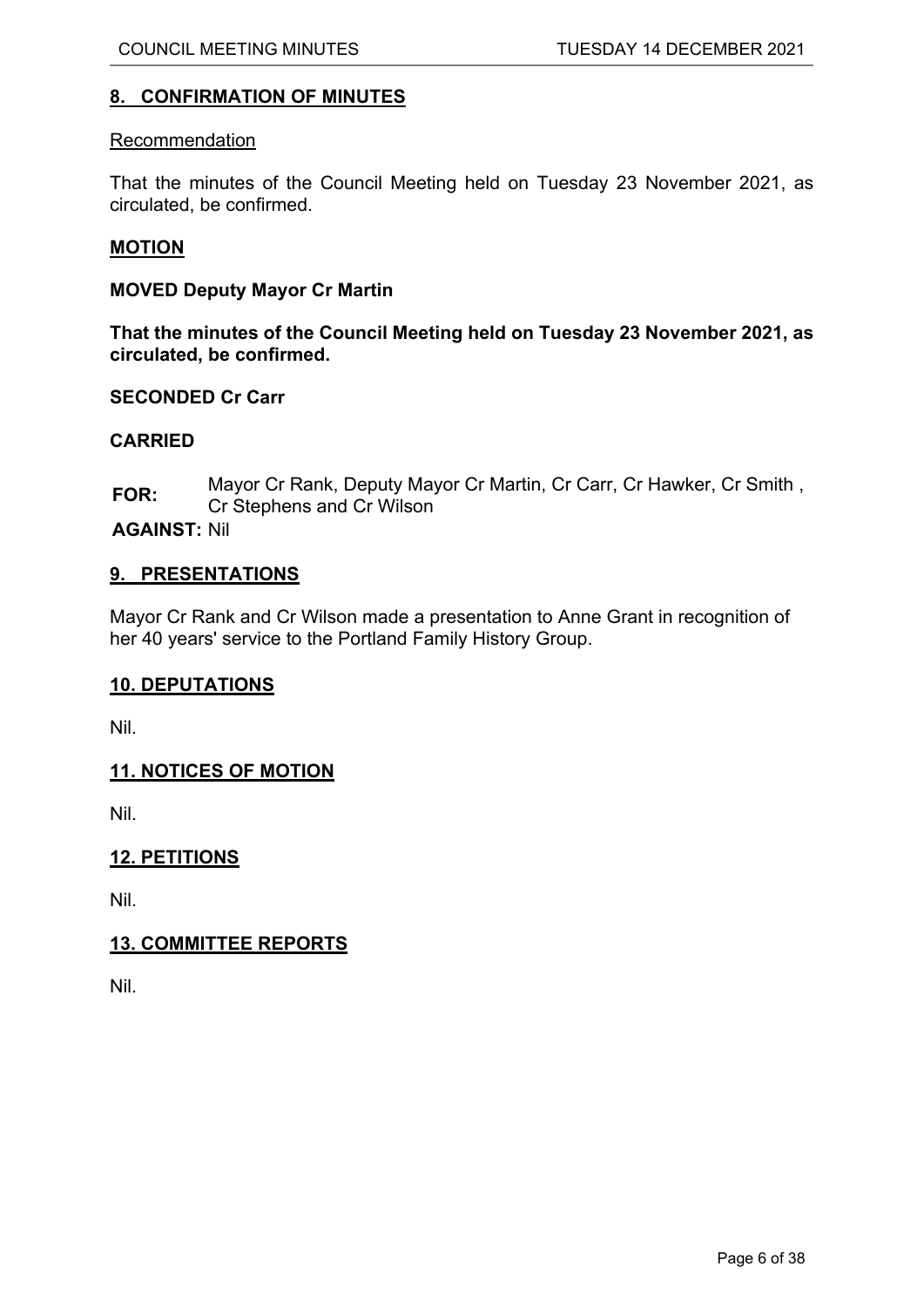## 8. CONFIRMATION OF MINUTES

Recommendation

That the minutes of the Council Meeting held on Tuesday 23 November 2021, as circulated, be confirmed.

**MOTION**

**MOVED Deputy Mayor Cr Martin**

**That the minutes of the Council Meeting held on Tuesday 23 November 2021, as circulated, be confirmed.**

**SECONDED Cr Carr**

**CARRIED**

**FOR:** Mayor Cr Rank, Deputy Mayor Cr Martin, Cr Carr, Cr Hawker, Cr Smith , Cr Stephens and Cr Wilson

**AGAINST:** Nil

## 9. PRESENTATIONS

Mayor Cr Rank and Cr Wilson made a presentation to Anne Grant in recognition of her 40 years' service to the Portland Family History Group.

## 10. DEPUTATIONS

Nil.

## 11. NOTICES OF MOTION

Nil.

## 12. PETITIONS

Nil.

## 13. COMMITTEE REPORTS

Nil.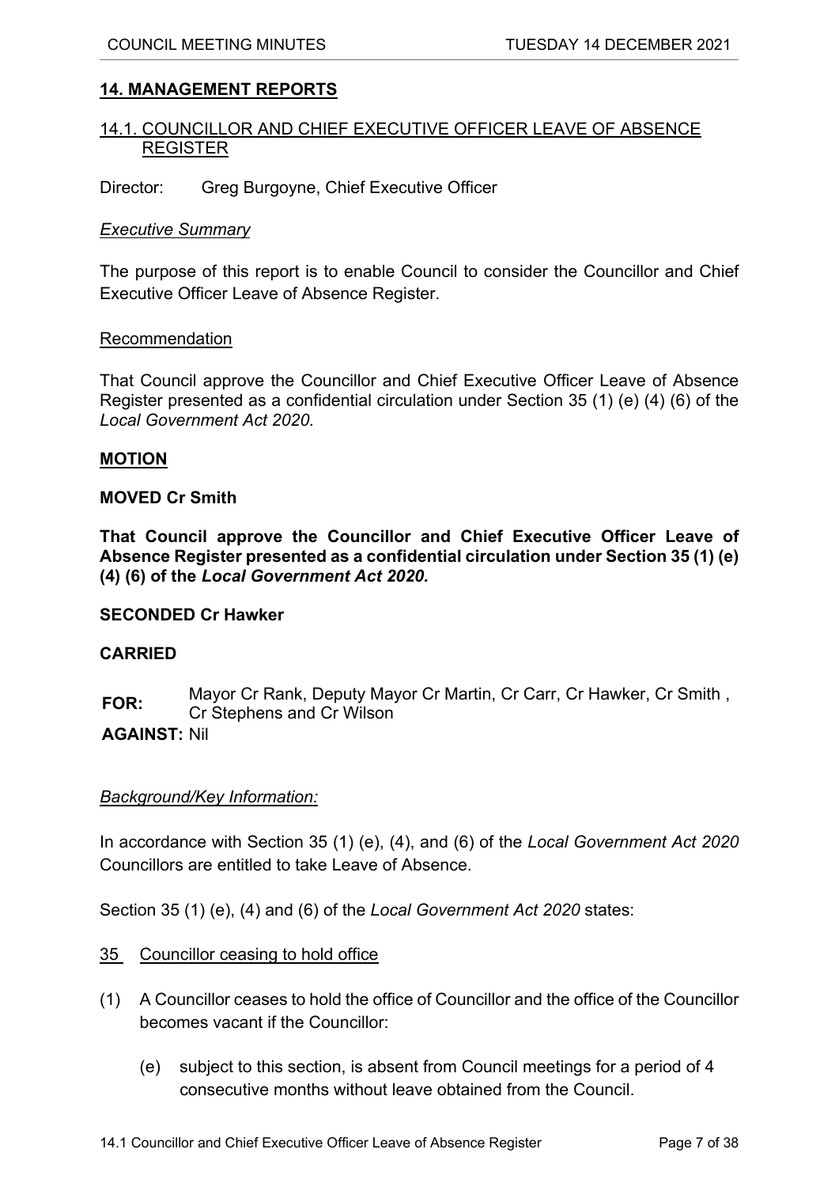## 14. MANAGEMENT REPORTS

### 14.1. COUNCILLOR AND CHIEF EXECUTIVE OFFICER LEAVE OF ABSENCE REGISTER

Director: Greg Burgoyne, Chief Executive Officer

*Executive Summary*

The purpose of this report is to enable Council to consider the Councillor and Chief Executive Officer Leave of Absence Register.

Recommendation

That Council approve the Councillor and Chief Executive Officer Leave of Absence Register presented as a confidential circulation under Section 35 (1) (e) (4) (6) of the *Local Government Act 2020.*

**MOTION**

**MOVED Cr Smith**

**That Council approve the Councillor and Chief Executive Officer Leave of Absence Register presented as a confidential circulation under Section 35 (1) (e) (4) (6) of the *Local Government Act 2020.***

**SECONDED Cr Hawker**

**CARRIED**

**FOR:** Mayor Cr Rank, Deputy Mayor Cr Martin, Cr Carr, Cr Hawker, Cr Smith , Cr Stephens and Cr Wilson

**AGAINST:** Nil

*Background/Key Information:*

In accordance with Section 35 (1) (e), (4), and (6) of the *Local Government Act 2020* Councillors are entitled to take Leave of Absence.

Section 35 (1) (e), (4) and (6) of the *Local Government Act 2020* states:

35 Councillor ceasing to hold office

(1) A Councillor ceases to hold the office of Councillor and the office of the Councillor becomes vacant if the Councillor:

(e) subject to this section, is absent from Council meetings for a period of 4 consecutive months without leave obtained from the Council.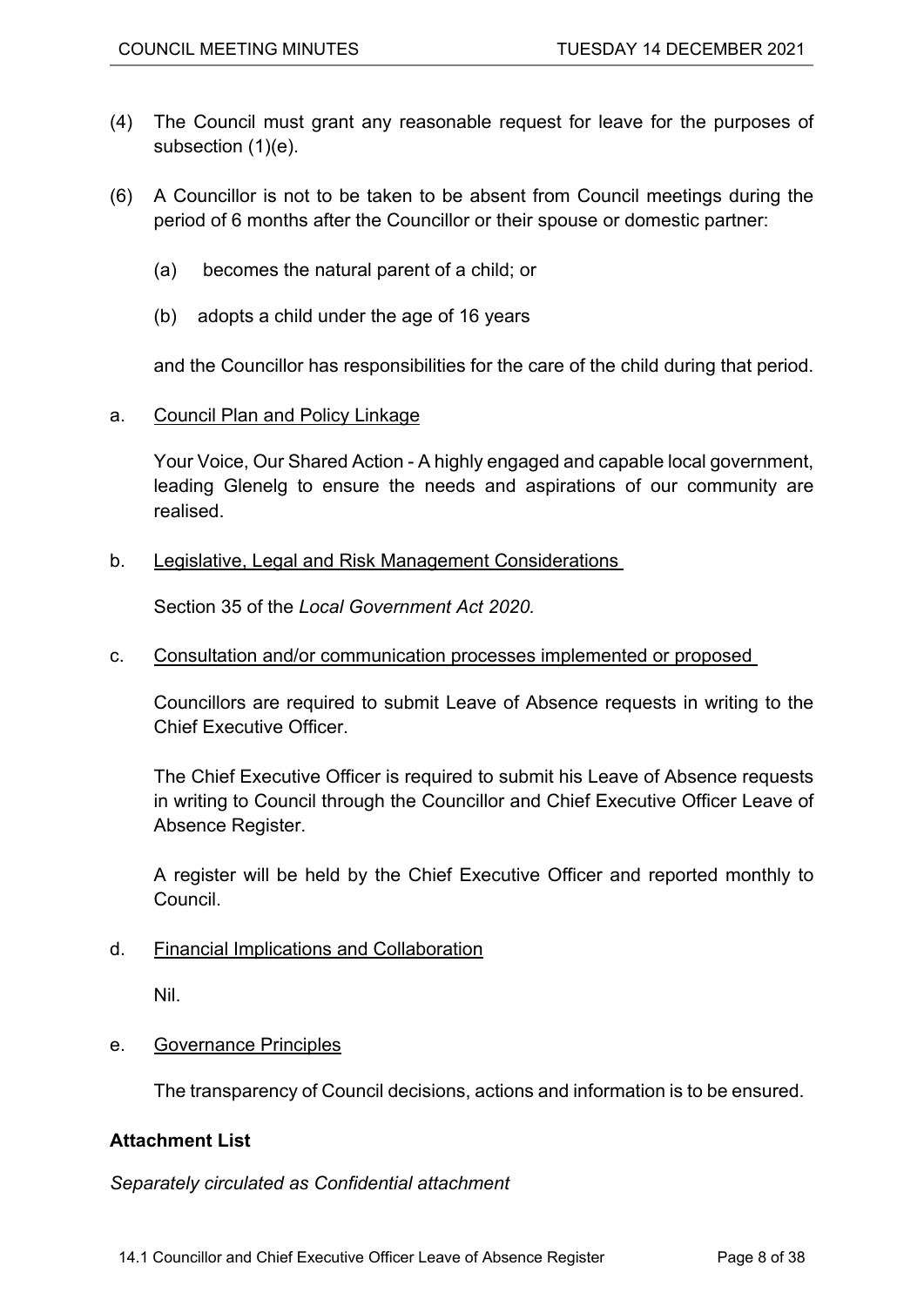(4) The Council must grant any reasonable request for leave for the purposes of subsection (1)(e).

(6) A Councillor is not to be taken to be absent from Council meetings during the period of 6 months after the Councillor or their spouse or domestic partner:

(a) becomes the natural parent of a child; or

(b) adopts a child under the age of 16 years

and the Councillor has responsibilities for the care of the child during that period.

a. Council Plan and Policy Linkage

Your Voice, Our Shared Action - A highly engaged and capable local government, leading Glenelg to ensure the needs and aspirations of our community are realised.

b. Legislative, Legal and Risk Management Considerations

Section 35 of the *Local Government Act 2020*.

c. Consultation and/or communication processes implemented or proposed

Councillors are required to submit Leave of Absence requests in writing to the Chief Executive Officer.

The Chief Executive Officer is required to submit his Leave of Absence requests in writing to Council through the Councillor and Chief Executive Officer Leave of Absence Register.

A register will be held by the Chief Executive Officer and reported monthly to Council.

d. Financial Implications and Collaboration

Nil.

e. Governance Principles

The transparency of Council decisions, actions and information is to be ensured.

**Attachment List**

*Separately circulated as Confidential attachment*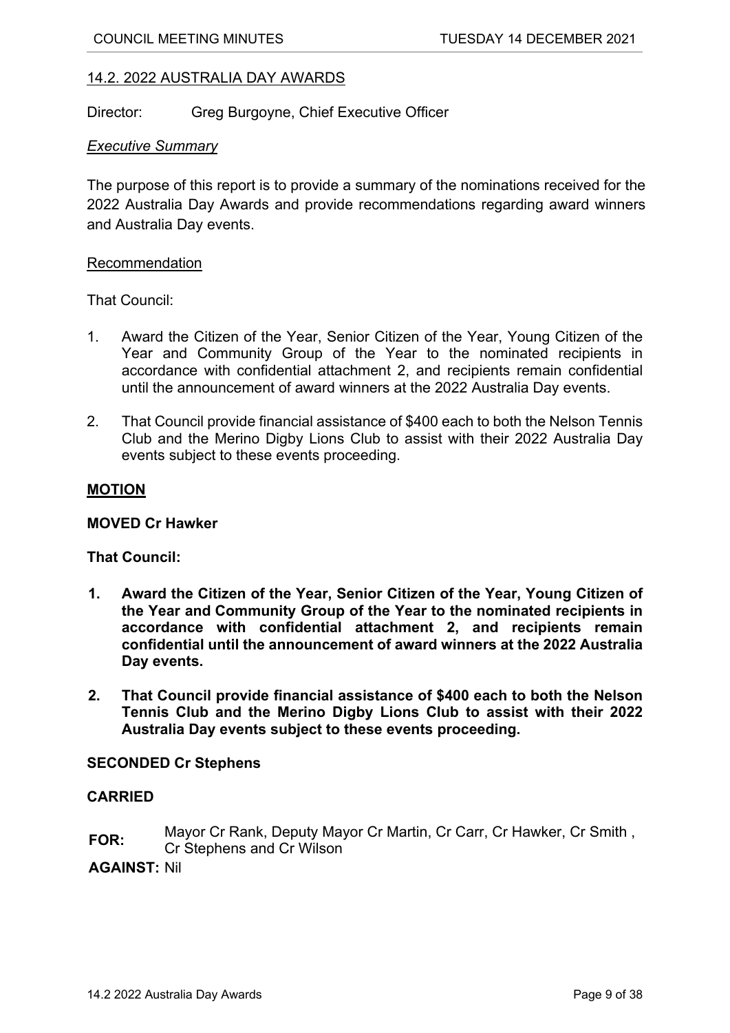## 14.2. 2022 AUSTRALIA DAY AWARDS

Director: Greg Burgoyne, Chief Executive Officer

*Executive Summary*

The purpose of this report is to provide a summary of the nominations received for the 2022 Australia Day Awards and provide recommendations regarding award winners and Australia Day events.

Recommendation

That Council:

1. Award the Citizen of the Year, Senior Citizen of the Year, Young Citizen of the Year and Community Group of the Year to the nominated recipients in accordance with confidential attachment 2, and recipients remain confidential until the announcement of award winners at the 2022 Australia Day events.
2. That Council provide financial assistance of $400 each to both the Nelson Tennis Club and the Merino Digby Lions Club to assist with their 2022 Australia Day events subject to these events proceeding.

**MOTION**

**MOVED Cr Hawker**

**That Council:**

1. **Award the Citizen of the Year, Senior Citizen of the Year, Young Citizen of the Year and Community Group of the Year to the nominated recipients in accordance with confidential attachment 2, and recipients remain confidential until the announcement of award winners at the 2022 Australia Day events.**
2. **That Council provide financial assistance of $400 each to both the Nelson Tennis Club and the Merino Digby Lions Club to assist with their 2022 Australia Day events subject to these events proceeding.**

**SECONDED Cr Stephens**

**CARRIED**

**FOR:** Mayor Cr Rank, Deputy Mayor Cr Martin, Cr Carr, Cr Hawker, Cr Smith, Cr Stephens and Cr Wilson

**AGAINST:** Nil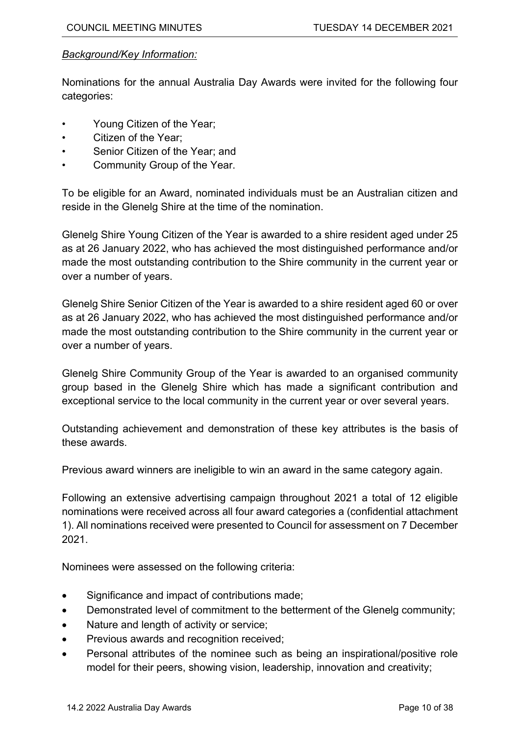*Background/Key Information:*

Nominations for the annual Australia Day Awards were invited for the following four categories:

- Young Citizen of the Year;
- Citizen of the Year;
- Senior Citizen of the Year; and
- Community Group of the Year.

To be eligible for an Award, nominated individuals must be an Australian citizen and reside in the Glenelg Shire at the time of the nomination.

Glenelg Shire Young Citizen of the Year is awarded to a shire resident aged under 25 as at 26 January 2022, who has achieved the most distinguished performance and/or made the most outstanding contribution to the Shire community in the current year or over a number of years.

Glenelg Shire Senior Citizen of the Year is awarded to a shire resident aged 60 or over as at 26 January 2022, who has achieved the most distinguished performance and/or made the most outstanding contribution to the Shire community in the current year or over a number of years.

Glenelg Shire Community Group of the Year is awarded to an organised community group based in the Glenelg Shire which has made a significant contribution and exceptional service to the local community in the current year or over several years.

Outstanding achievement and demonstration of these key attributes is the basis of these awards.

Previous award winners are ineligible to win an award in the same category again.

Following an extensive advertising campaign throughout 2021 a total of 12 eligible nominations were received across all four award categories a (confidential attachment 1). All nominations received were presented to Council for assessment on 7 December 2021.

Nominees were assessed on the following criteria:

- Significance and impact of contributions made;
- Demonstrated level of commitment to the betterment of the Glenelg community;
- Nature and length of activity or service;
- Previous awards and recognition received;
- Personal attributes of the nominee such as being an inspirational/positive role model for their peers, showing vision, leadership, innovation and creativity;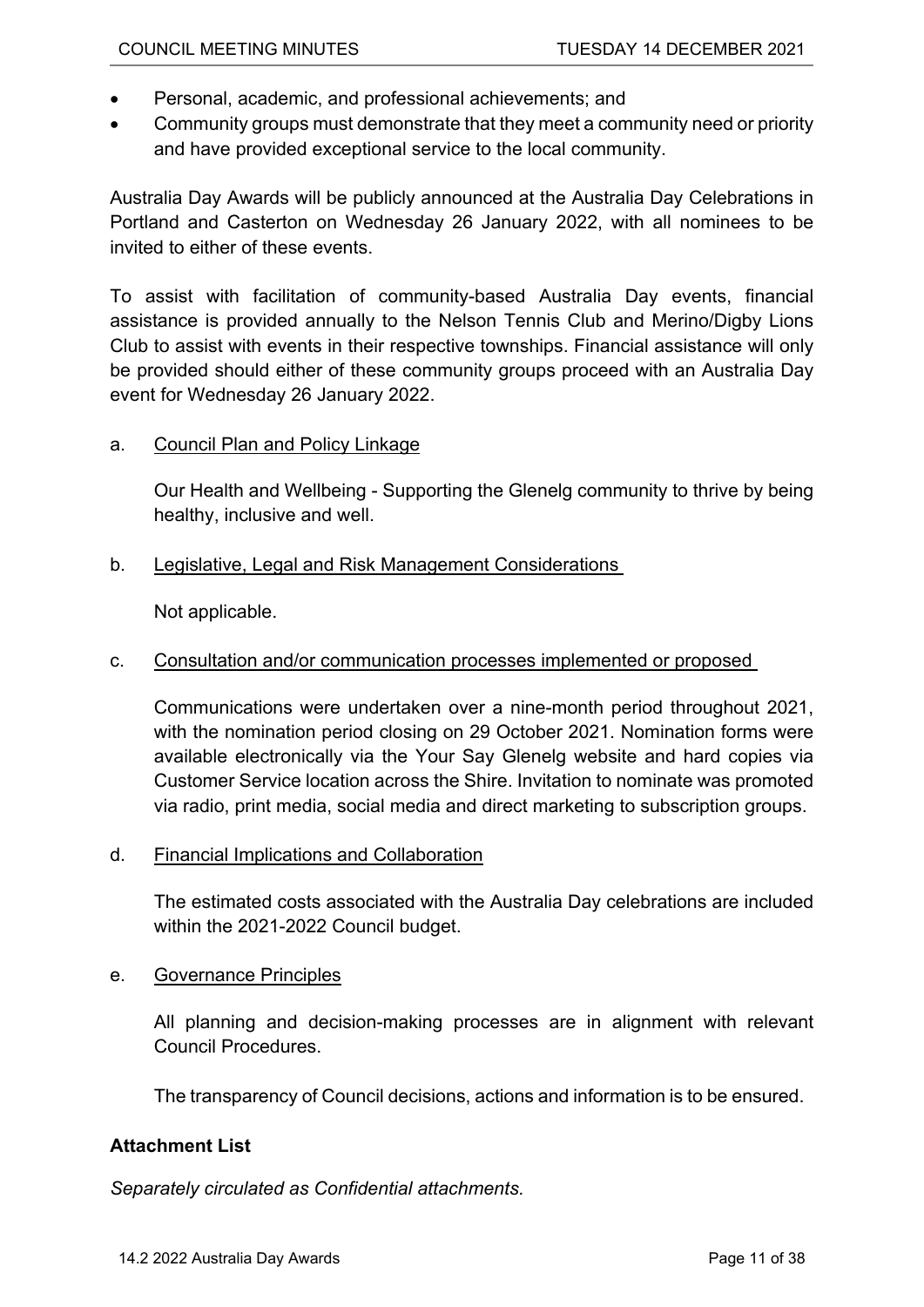- Personal, academic, and professional achievements; and
- Community groups must demonstrate that they meet a community need or priority and have provided exceptional service to the local community.

Australia Day Awards will be publicly announced at the Australia Day Celebrations in Portland and Casterton on Wednesday 26 January 2022, with all nominees to be invited to either of these events.

To assist with facilitation of community-based Australia Day events, financial assistance is provided annually to the Nelson Tennis Club and Merino/Digby Lions Club to assist with events in their respective townships. Financial assistance will only be provided should either of these community groups proceed with an Australia Day event for Wednesday 26 January 2022.

a. <u>Council Plan and Policy Linkage</u>

   Our Health and Wellbeing - Supporting the Glenelg community to thrive by being healthy, inclusive and well.

b. <u>Legislative, Legal and Risk Management Considerations</u>

   Not applicable.

c. <u>Consultation and/or communication processes implemented or proposed</u>

   Communications were undertaken over a nine-month period throughout 2021, with the nomination period closing on 29 October 2021. Nomination forms were available electronically via the Your Say Glenelg website and hard copies via Customer Service location across the Shire. Invitation to nominate was promoted via radio, print media, social media and direct marketing to subscription groups.

d. <u>Financial Implications and Collaboration</u>

   The estimated costs associated with the Australia Day celebrations are included within the 2021-2022 Council budget.

e. <u>Governance Principles</u>

   All planning and decision-making processes are in alignment with relevant Council Procedures.

   The transparency of Council decisions, actions and information is to be ensured.

**Attachment List**

*Separately circulated as Confidential attachments.*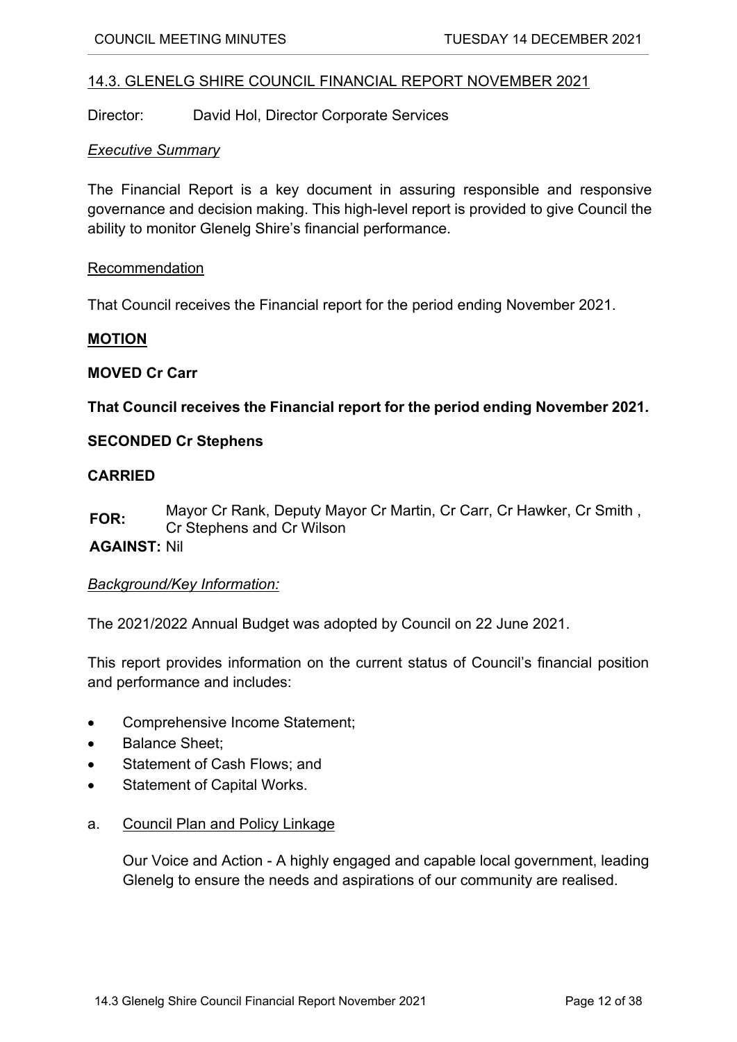## 14.3. GLENELG SHIRE COUNCIL FINANCIAL REPORT NOVEMBER 2021

Director: David Hol, Director Corporate Services

*Executive Summary*

The Financial Report is a key document in assuring responsible and responsive governance and decision making. This high-level report is provided to give Council the ability to monitor Glenelg Shire's financial performance.

Recommendation

That Council receives the Financial report for the period ending November 2021.

**MOTION**

**MOVED Cr Carr**

**That Council receives the Financial report for the period ending November 2021.**

**SECONDED Cr Stephens**

**CARRIED**

**FOR:** Mayor Cr Rank, Deputy Mayor Cr Martin, Cr Carr, Cr Hawker, Cr Smith , Cr Stephens and Cr Wilson

**AGAINST:** Nil

*Background/Key Information:*

The 2021/2022 Annual Budget was adopted by Council on 22 June 2021.

This report provides information on the current status of Council's financial position and performance and includes:

- Comprehensive Income Statement;
- Balance Sheet;
- Statement of Cash Flows; and
- Statement of Capital Works.

a. Council Plan and Policy Linkage

Our Voice and Action - A highly engaged and capable local government, leading Glenelg to ensure the needs and aspirations of our community are realised.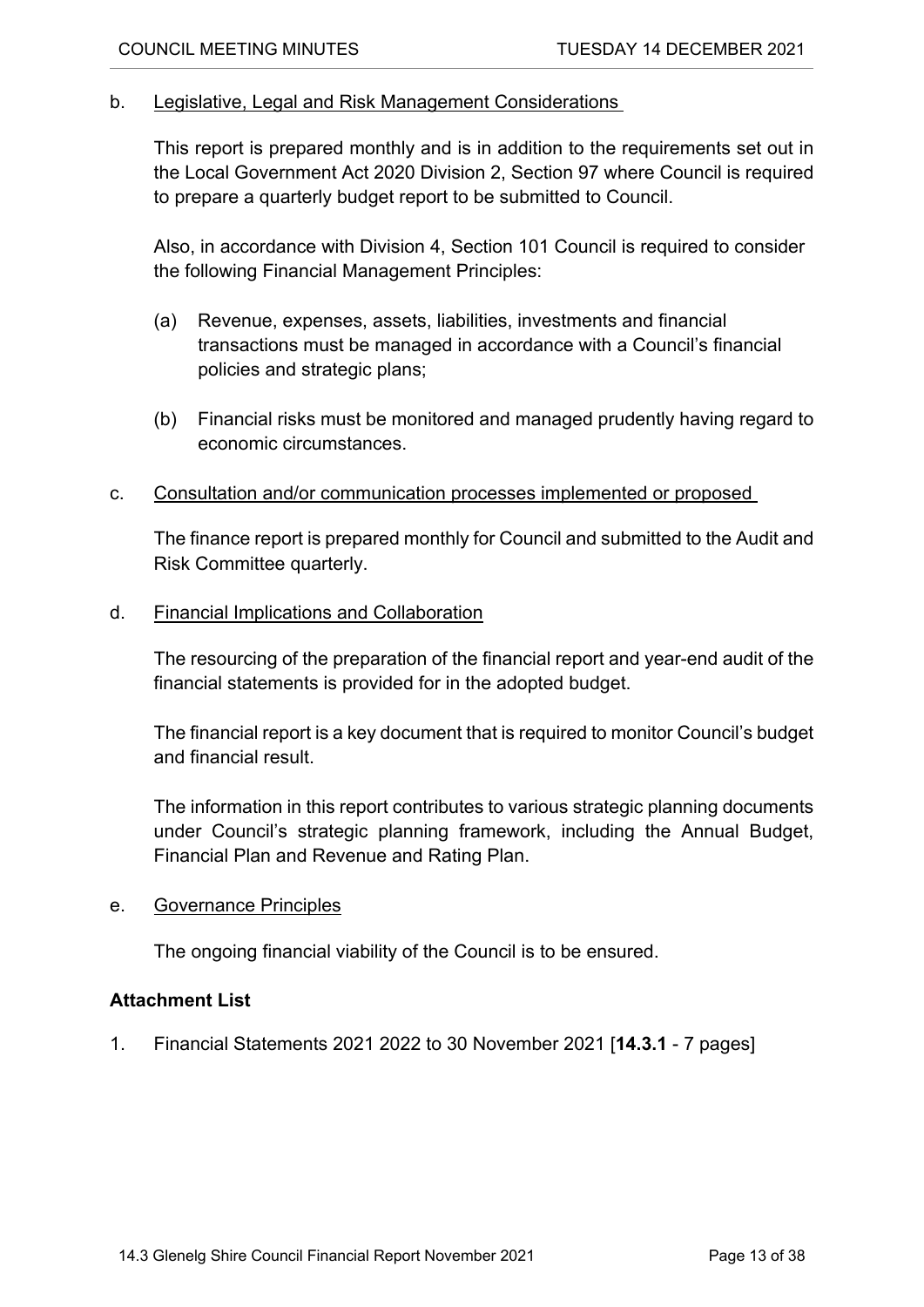b. <u>Legislative, Legal and Risk Management Considerations</u>

This report is prepared monthly and is in addition to the requirements set out in the Local Government Act 2020 Division 2, Section 97 where Council is required to prepare a quarterly budget report to be submitted to Council.

Also, in accordance with Division 4, Section 101 Council is required to consider the following Financial Management Principles:

(a) Revenue, expenses, assets, liabilities, investments and financial transactions must be managed in accordance with a Council's financial policies and strategic plans;

(b) Financial risks must be monitored and managed prudently having regard to economic circumstances.

c. <u>Consultation and/or communication processes implemented or proposed</u>

The finance report is prepared monthly for Council and submitted to the Audit and Risk Committee quarterly.

d. <u>Financial Implications and Collaboration</u>

The resourcing of the preparation of the financial report and year-end audit of the financial statements is provided for in the adopted budget.

The financial report is a key document that is required to monitor Council's budget and financial result.

The information in this report contributes to various strategic planning documents under Council's strategic planning framework, including the Annual Budget, Financial Plan and Revenue and Rating Plan.

e. <u>Governance Principles</u>

The ongoing financial viability of the Council is to be ensured.

**Attachment List**

1. Financial Statements 2021 2022 to 30 November 2021 [**14.3.1** - 7 pages]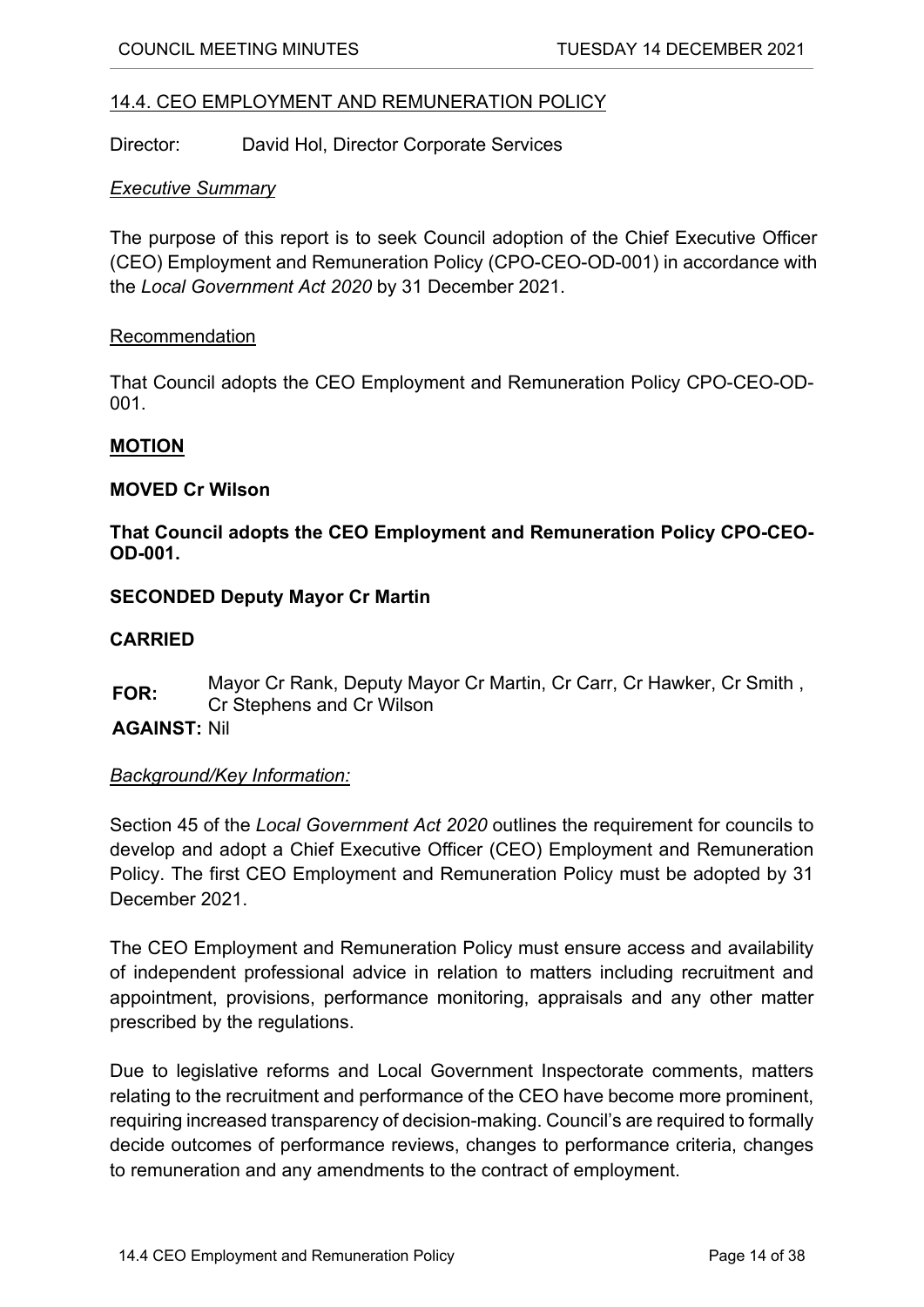## 14.4. CEO EMPLOYMENT AND REMUNERATION POLICY

Director: David Hol, Director Corporate Services

*Executive Summary*

The purpose of this report is to seek Council adoption of the Chief Executive Officer (CEO) Employment and Remuneration Policy (CPO-CEO-OD-001) in accordance with the *Local Government Act 2020* by 31 December 2021.

Recommendation

That Council adopts the CEO Employment and Remuneration Policy CPO-CEO-OD-001.

**MOTION**

**MOVED Cr Wilson**

**That Council adopts the CEO Employment and Remuneration Policy CPO-CEO-OD-001.**

**SECONDED Deputy Mayor Cr Martin**

**CARRIED**

**FOR:** Mayor Cr Rank, Deputy Mayor Cr Martin, Cr Carr, Cr Hawker, Cr Smith , Cr Stephens and Cr Wilson

**AGAINST:** Nil

*Background/Key Information:*

Section 45 of the *Local Government Act 2020* outlines the requirement for councils to develop and adopt a Chief Executive Officer (CEO) Employment and Remuneration Policy. The first CEO Employment and Remuneration Policy must be adopted by 31 December 2021.

The CEO Employment and Remuneration Policy must ensure access and availability of independent professional advice in relation to matters including recruitment and appointment, provisions, performance monitoring, appraisals and any other matter prescribed by the regulations.

Due to legislative reforms and Local Government Inspectorate comments, matters relating to the recruitment and performance of the CEO have become more prominent, requiring increased transparency of decision-making. Council's are required to formally decide outcomes of performance reviews, changes to performance criteria, changes to remuneration and any amendments to the contract of employment.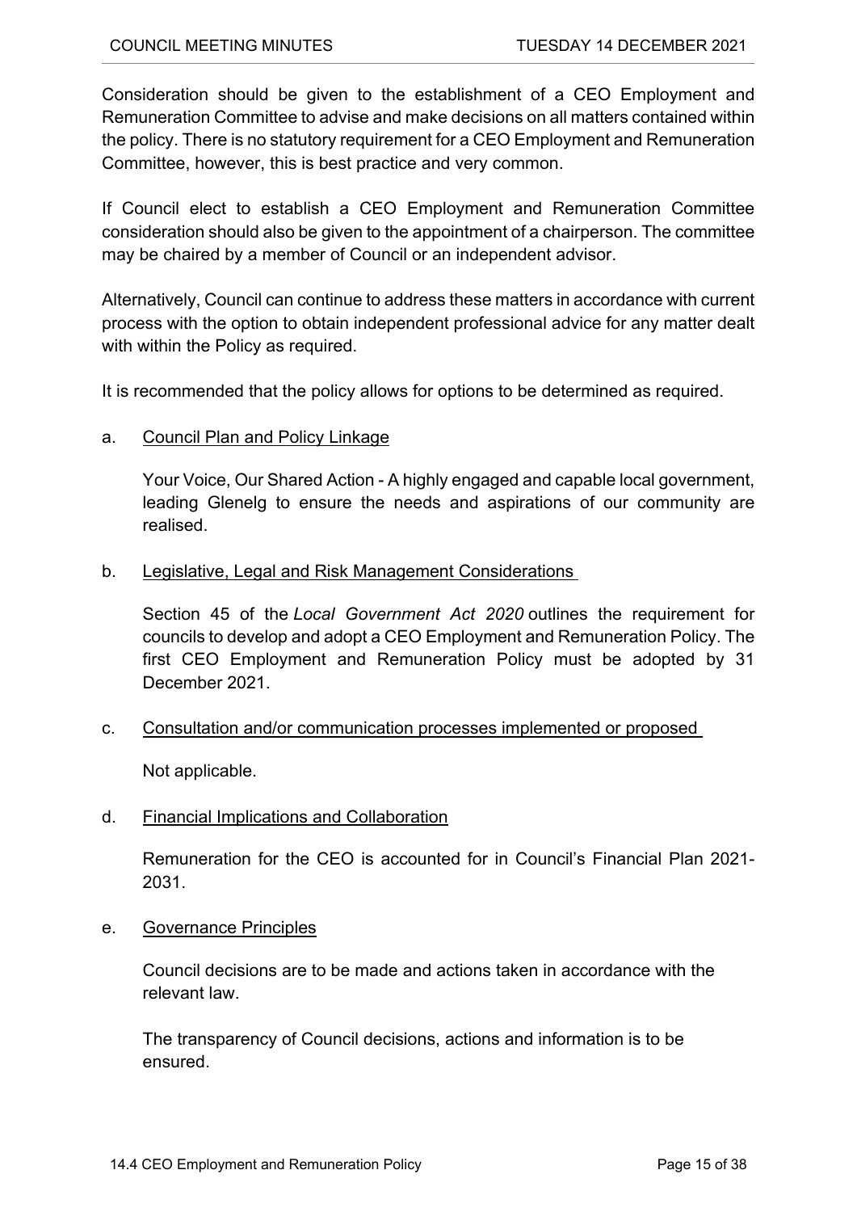Consideration should be given to the establishment of a CEO Employment and Remuneration Committee to advise and make decisions on all matters contained within the policy. There is no statutory requirement for a CEO Employment and Remuneration Committee, however, this is best practice and very common.

If Council elect to establish a CEO Employment and Remuneration Committee consideration should also be given to the appointment of a chairperson. The committee may be chaired by a member of Council or an independent advisor.

Alternatively, Council can continue to address these matters in accordance with current process with the option to obtain independent professional advice for any matter dealt with within the Policy as required.

It is recommended that the policy allows for options to be determined as required.

a. Council Plan and Policy Linkage

Your Voice, Our Shared Action - A highly engaged and capable local government, leading Glenelg to ensure the needs and aspirations of our community are realised.

b. Legislative, Legal and Risk Management Considerations

Section 45 of the *Local Government Act 2020* outlines the requirement for councils to develop and adopt a CEO Employment and Remuneration Policy. The first CEO Employment and Remuneration Policy must be adopted by 31 December 2021.

c. Consultation and/or communication processes implemented or proposed

Not applicable.

d. Financial Implications and Collaboration

Remuneration for the CEO is accounted for in Council's Financial Plan 2021-2031.

e. Governance Principles

Council decisions are to be made and actions taken in accordance with the relevant law.

The transparency of Council decisions, actions and information is to be ensured.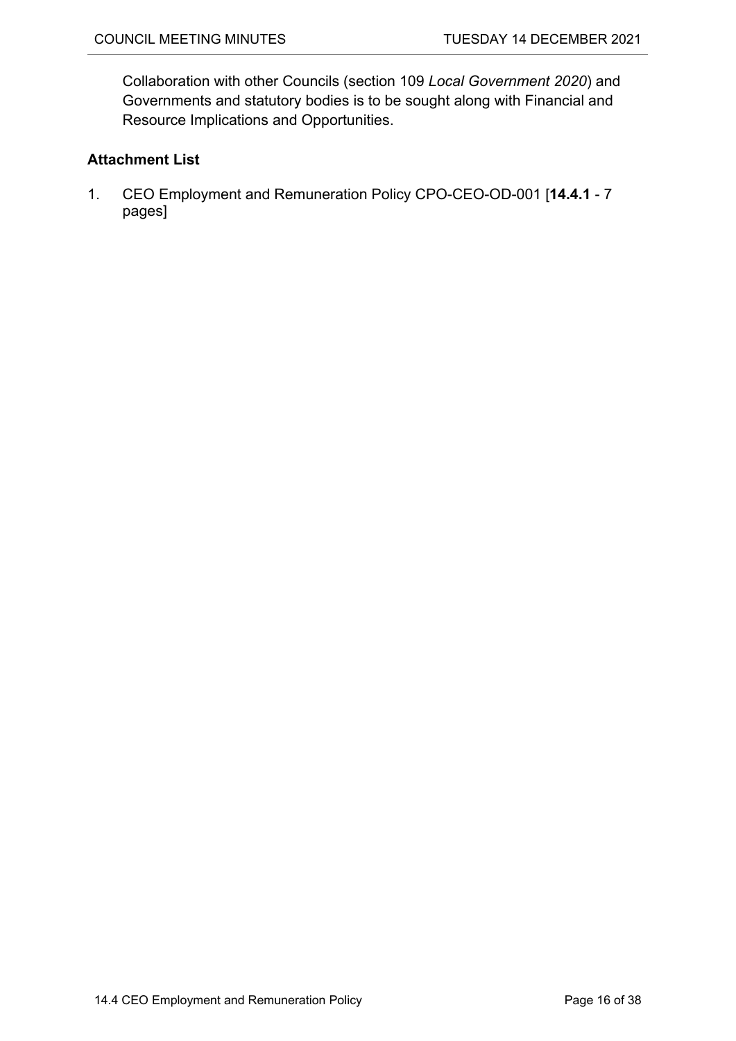Collaboration with other Councils (section 109 *Local Government 2020*) and Governments and statutory bodies is to be sought along with Financial and Resource Implications and Opportunities.

**Attachment List**

1. CEO Employment and Remuneration Policy CPO-CEO-OD-001 [**14.4.1** - 7 pages]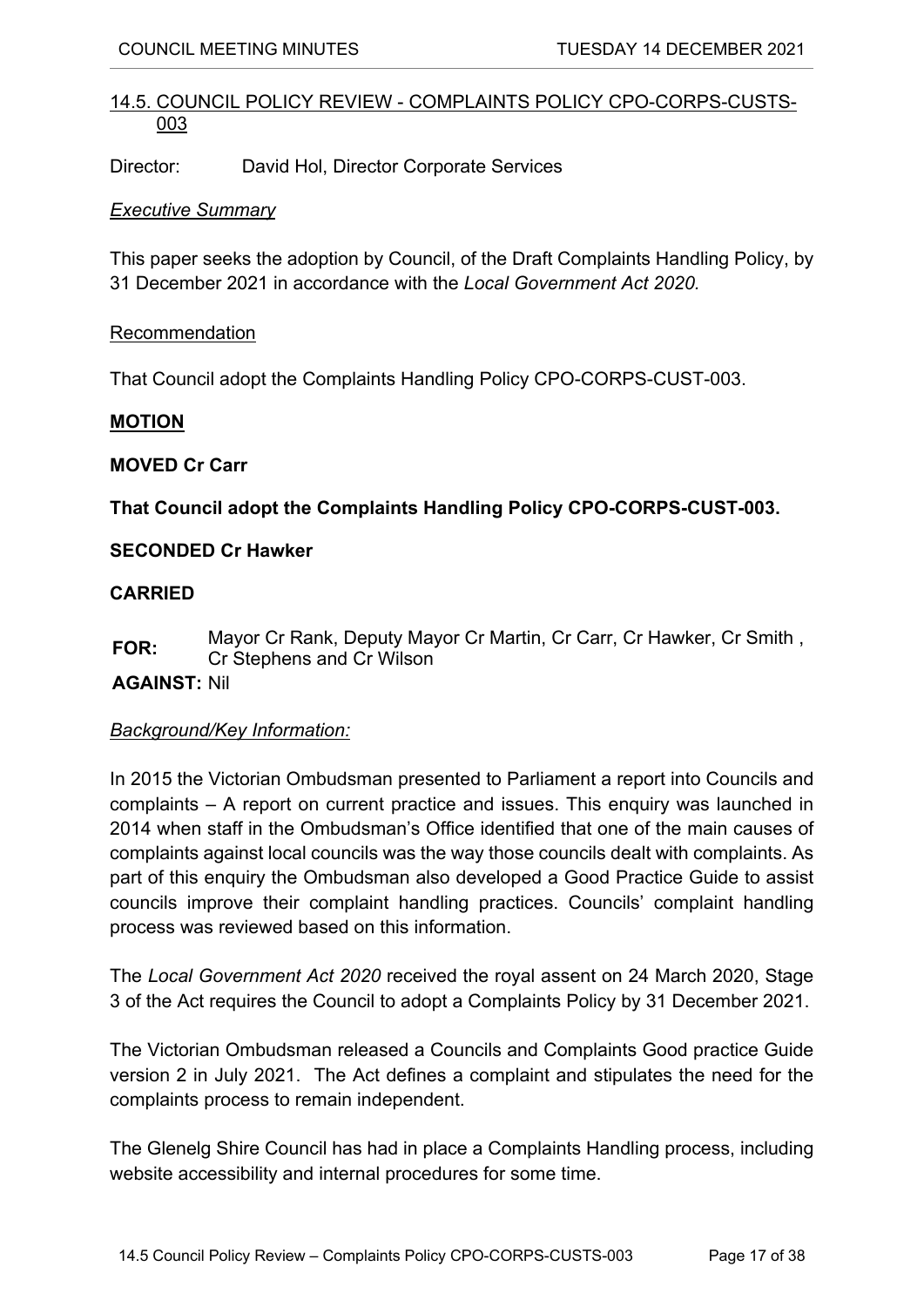## 14.5. COUNCIL POLICY REVIEW - COMPLAINTS POLICY CPO-CORPS-CUSTS-003

Director: David Hol, Director Corporate Services

*Executive Summary*

This paper seeks the adoption by Council, of the Draft Complaints Handling Policy, by 31 December 2021 in accordance with the *Local Government Act 2020.*

Recommendation

That Council adopt the Complaints Handling Policy CPO-CORPS-CUST-003.

**MOTION**

**MOVED Cr Carr**

**That Council adopt the Complaints Handling Policy CPO-CORPS-CUST-003.**

**SECONDED Cr Hawker**

**CARRIED**

**FOR:** Mayor Cr Rank, Deputy Mayor Cr Martin, Cr Carr, Cr Hawker, Cr Smith , Cr Stephens and Cr Wilson

**AGAINST:** Nil

*Background/Key Information:*

In 2015 the Victorian Ombudsman presented to Parliament a report into Councils and complaints – A report on current practice and issues. This enquiry was launched in 2014 when staff in the Ombudsman's Office identified that one of the main causes of complaints against local councils was the way those councils dealt with complaints. As part of this enquiry the Ombudsman also developed a Good Practice Guide to assist councils improve their complaint handling practices. Councils' complaint handling process was reviewed based on this information.

The *Local Government Act 2020* received the royal assent on 24 March 2020, Stage 3 of the Act requires the Council to adopt a Complaints Policy by 31 December 2021.

The Victorian Ombudsman released a Councils and Complaints Good practice Guide version 2 in July 2021. The Act defines a complaint and stipulates the need for the complaints process to remain independent.

The Glenelg Shire Council has had in place a Complaints Handling process, including website accessibility and internal procedures for some time.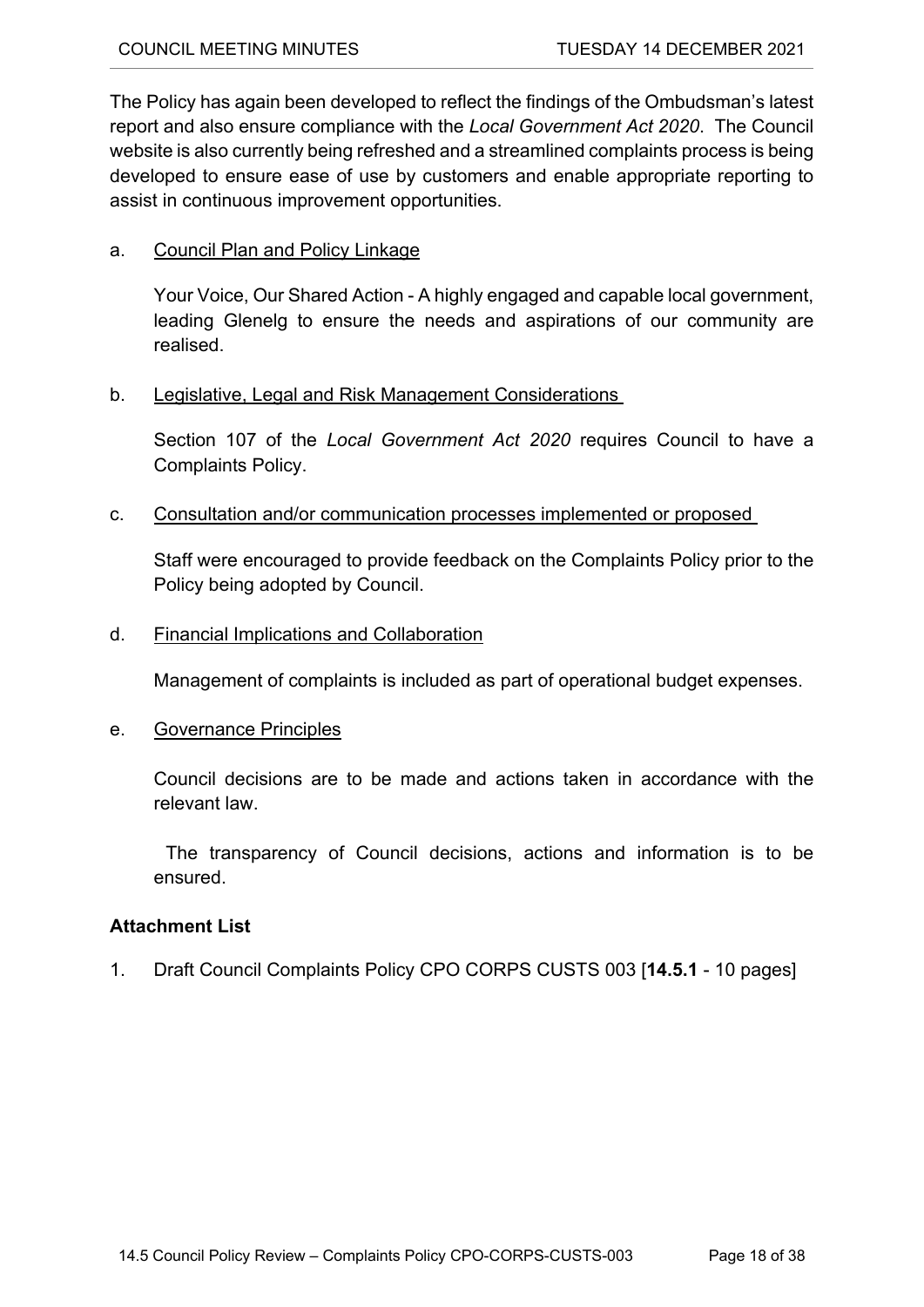The Policy has again been developed to reflect the findings of the Ombudsman's latest report and also ensure compliance with the *Local Government Act 2020*. The Council website is also currently being refreshed and a streamlined complaints process is being developed to ensure ease of use by customers and enable appropriate reporting to assist in continuous improvement opportunities.

a. Council Plan and Policy Linkage

Your Voice, Our Shared Action - A highly engaged and capable local government, leading Glenelg to ensure the needs and aspirations of our community are realised.

b. Legislative, Legal and Risk Management Considerations

Section 107 of the *Local Government Act 2020* requires Council to have a Complaints Policy.

c. Consultation and/or communication processes implemented or proposed

Staff were encouraged to provide feedback on the Complaints Policy prior to the Policy being adopted by Council.

d. Financial Implications and Collaboration

Management of complaints is included as part of operational budget expenses.

e. Governance Principles

Council decisions are to be made and actions taken in accordance with the relevant law.

The transparency of Council decisions, actions and information is to be ensured.

**Attachment List**

1. Draft Council Complaints Policy CPO CORPS CUSTS 003 [**14.5.1** - 10 pages]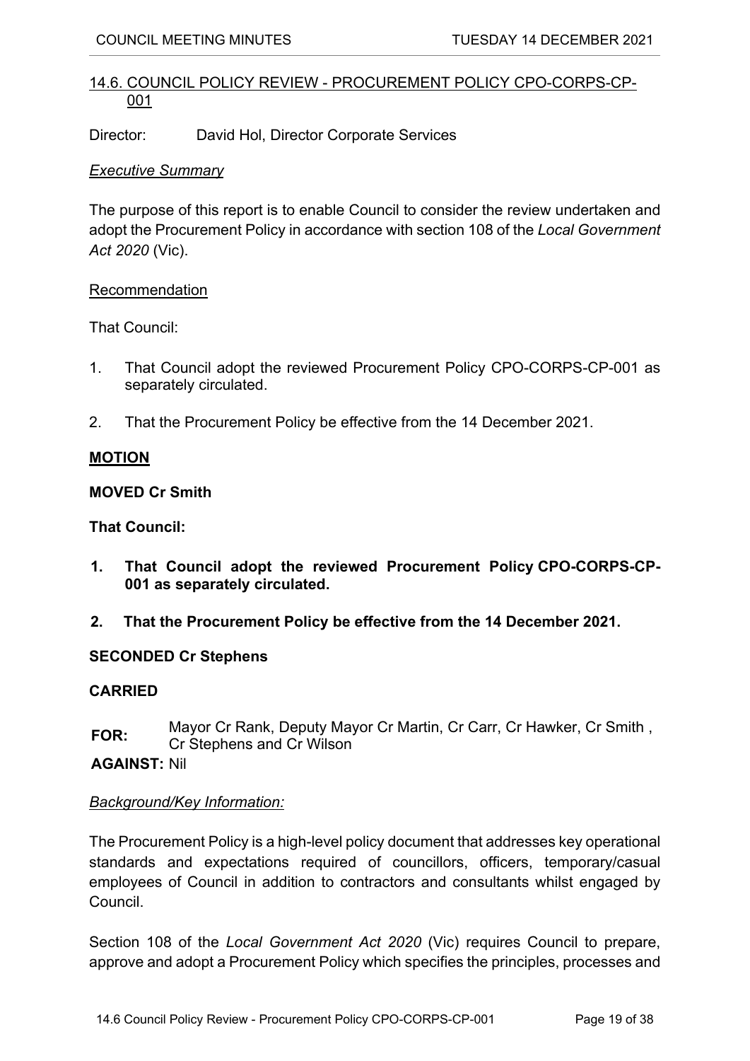## 14.6. COUNCIL POLICY REVIEW - PROCUREMENT POLICY CPO-CORPS-CP-001

Director: David Hol, Director Corporate Services

*Executive Summary*

The purpose of this report is to enable Council to consider the review undertaken and adopt the Procurement Policy in accordance with section 108 of the *Local Government Act 2020* (Vic).

Recommendation

That Council:

1. That Council adopt the reviewed Procurement Policy CPO-CORPS-CP-001 as separately circulated.
2. That the Procurement Policy be effective from the 14 December 2021.

**MOTION**

**MOVED Cr Smith**

**That Council:**

1. **That Council adopt the reviewed Procurement Policy CPO-CORPS-CP-001 as separately circulated.**
2. **That the Procurement Policy be effective from the 14 December 2021.**

**SECONDED Cr Stephens**

**CARRIED**

**FOR:** Mayor Cr Rank, Deputy Mayor Cr Martin, Cr Carr, Cr Hawker, Cr Smith , Cr Stephens and Cr Wilson

**AGAINST:** Nil

*Background/Key Information:*

The Procurement Policy is a high-level policy document that addresses key operational standards and expectations required of councillors, officers, temporary/casual employees of Council in addition to contractors and consultants whilst engaged by Council.

Section 108 of the *Local Government Act 2020* (Vic) requires Council to prepare, approve and adopt a Procurement Policy which specifies the principles, processes and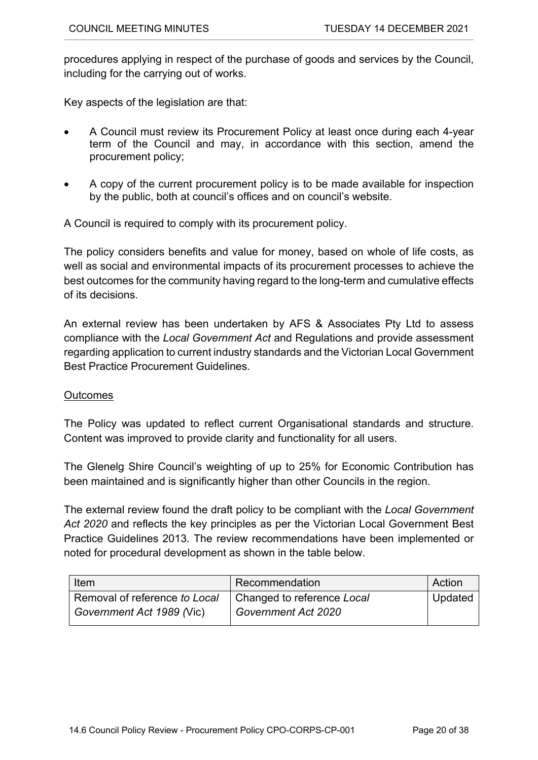procedures applying in respect of the purchase of goods and services by the Council, including for the carrying out of works.

Key aspects of the legislation are that:

- A Council must review its Procurement Policy at least once during each 4-year term of the Council and may, in accordance with this section, amend the procurement policy;
- A copy of the current procurement policy is to be made available for inspection by the public, both at council's offices and on council's website.

A Council is required to comply with its procurement policy.

The policy considers benefits and value for money, based on whole of life costs, as well as social and environmental impacts of its procurement processes to achieve the best outcomes for the community having regard to the long-term and cumulative effects of its decisions.

An external review has been undertaken by AFS & Associates Pty Ltd to assess compliance with the *Local Government Act* and Regulations and provide assessment regarding application to current industry standards and the Victorian Local Government Best Practice Procurement Guidelines.

<u>Outcomes</u>

The Policy was updated to reflect current Organisational standards and structure. Content was improved to provide clarity and functionality for all users.

The Glenelg Shire Council's weighting of up to 25% for Economic Contribution has been maintained and is significantly higher than other Councils in the region.

The external review found the draft policy to be compliant with the *Local Government Act 2020* and reflects the key principles as per the Victorian Local Government Best Practice Guidelines 2013. The review recommendations have been implemented or noted for procedural development as shown in the table below.

| Item | Recommendation | Action |
|---|---|---|
| Removal of reference *to Local Government Act 1989 (*Vic) | Changed to reference *Local Government Act 2020* | Updated |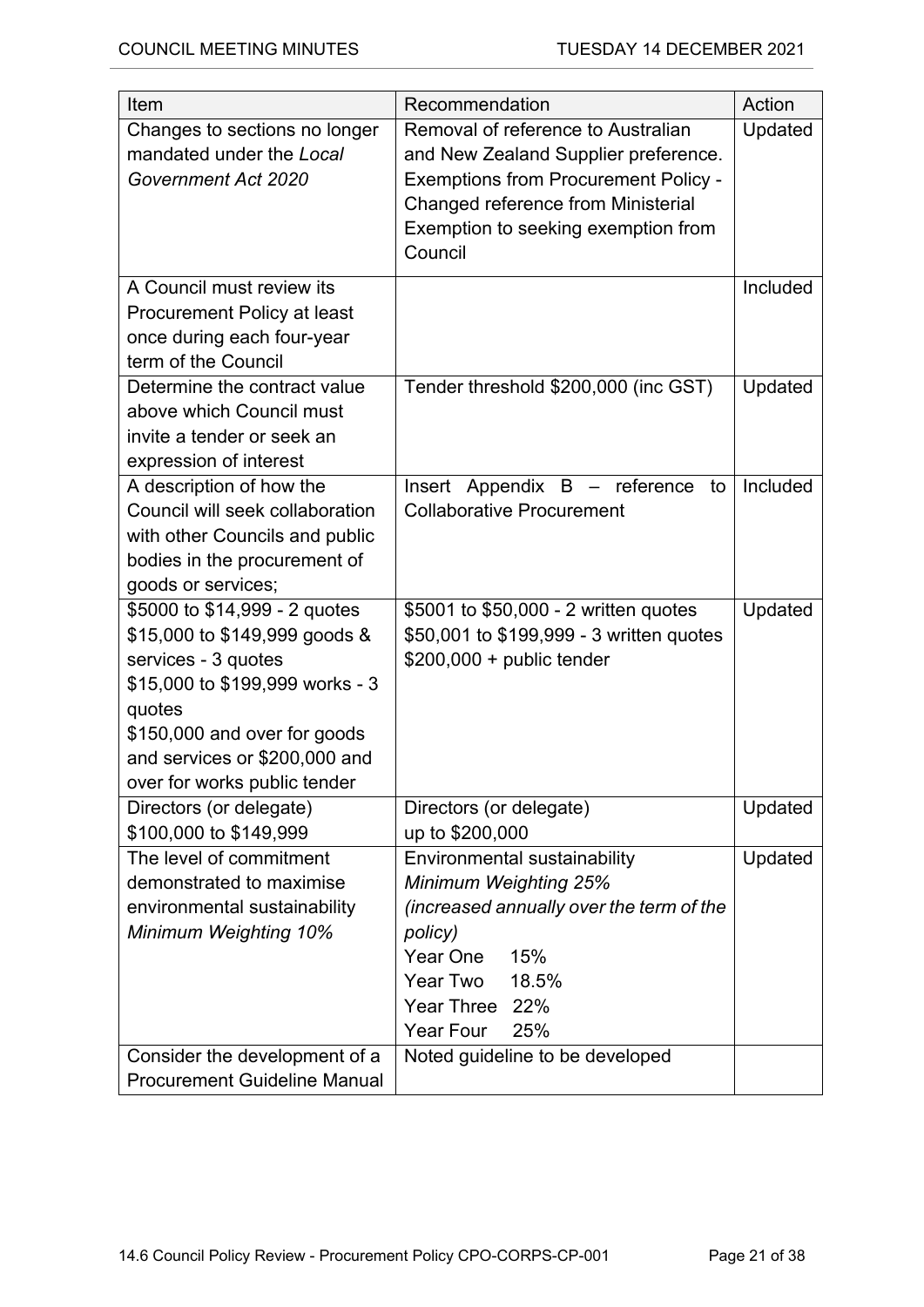| Item | Recommendation | Action |
|---|---|---|
| Changes to sections no longer mandated under the *Local Government Act 2020* | Removal of reference to Australian and New Zealand Supplier preference.<br>Exemptions from Procurement Policy - Changed reference from Ministerial Exemption to seeking exemption from Council | Updated |
| A Council must review its Procurement Policy at least once during each four-year term of the Council | | Included |
| Determine the contract value above which Council must invite a tender or seek an expression of interest | Tender threshold $200,000 (inc GST) | Updated |
| A description of how the Council will seek collaboration with other Councils and public bodies in the procurement of goods or services; | Insert Appendix B – reference to Collaborative Procurement | Included |
| $5000 to $14,999 - 2 quotes<br>$15,000 to $149,999 goods & services - 3 quotes<br>$15,000 to $199,999 works - 3 quotes<br>$150,000 and over for goods and services or $200,000 and over for works public tender | $5001 to $50,000 - 2 written quotes<br>$50,001 to $199,999 - 3 written quotes<br>$200,000 + public tender | Updated |
| Directors (or delegate)<br>$100,000 to $149,999 | Directors (or delegate)<br>up to $200,000 | Updated |
| The level of commitment demonstrated to maximise environmental sustainability<br>*Minimum Weighting 10%* | Environmental sustainability<br>*Minimum Weighting 25%*<br>*(increased annually over the term of the policy)*<br>Year One 15%<br>Year Two 18.5%<br>Year Three 22%<br>Year Four 25% | Updated |
| Consider the development of a Procurement Guideline Manual | Noted guideline to be developed | |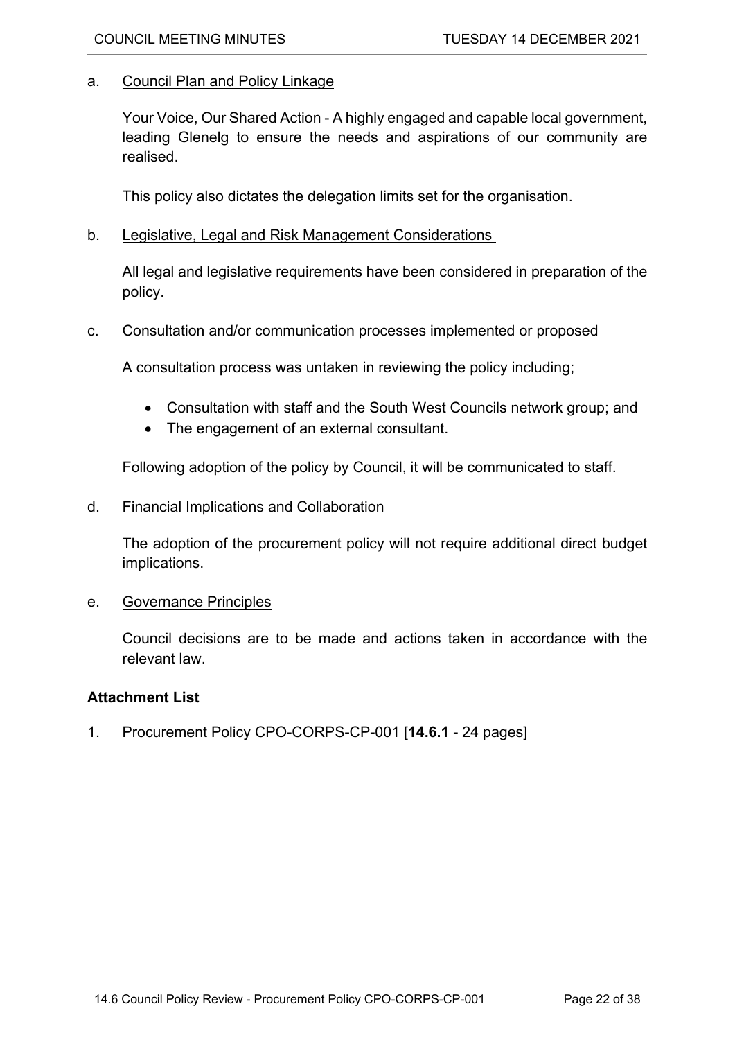a. Council Plan and Policy Linkage

Your Voice, Our Shared Action - A highly engaged and capable local government, leading Glenelg to ensure the needs and aspirations of our community are realised.

This policy also dictates the delegation limits set for the organisation.

b. Legislative, Legal and Risk Management Considerations

All legal and legislative requirements have been considered in preparation of the policy.

c. Consultation and/or communication processes implemented or proposed

A consultation process was untaken in reviewing the policy including;

- Consultation with staff and the South West Councils network group; and
- The engagement of an external consultant.

Following adoption of the policy by Council, it will be communicated to staff.

d. Financial Implications and Collaboration

The adoption of the procurement policy will not require additional direct budget implications.

e. Governance Principles

Council decisions are to be made and actions taken in accordance with the relevant law.

**Attachment List**

1. Procurement Policy CPO-CORPS-CP-001 [**14.6.1** - 24 pages]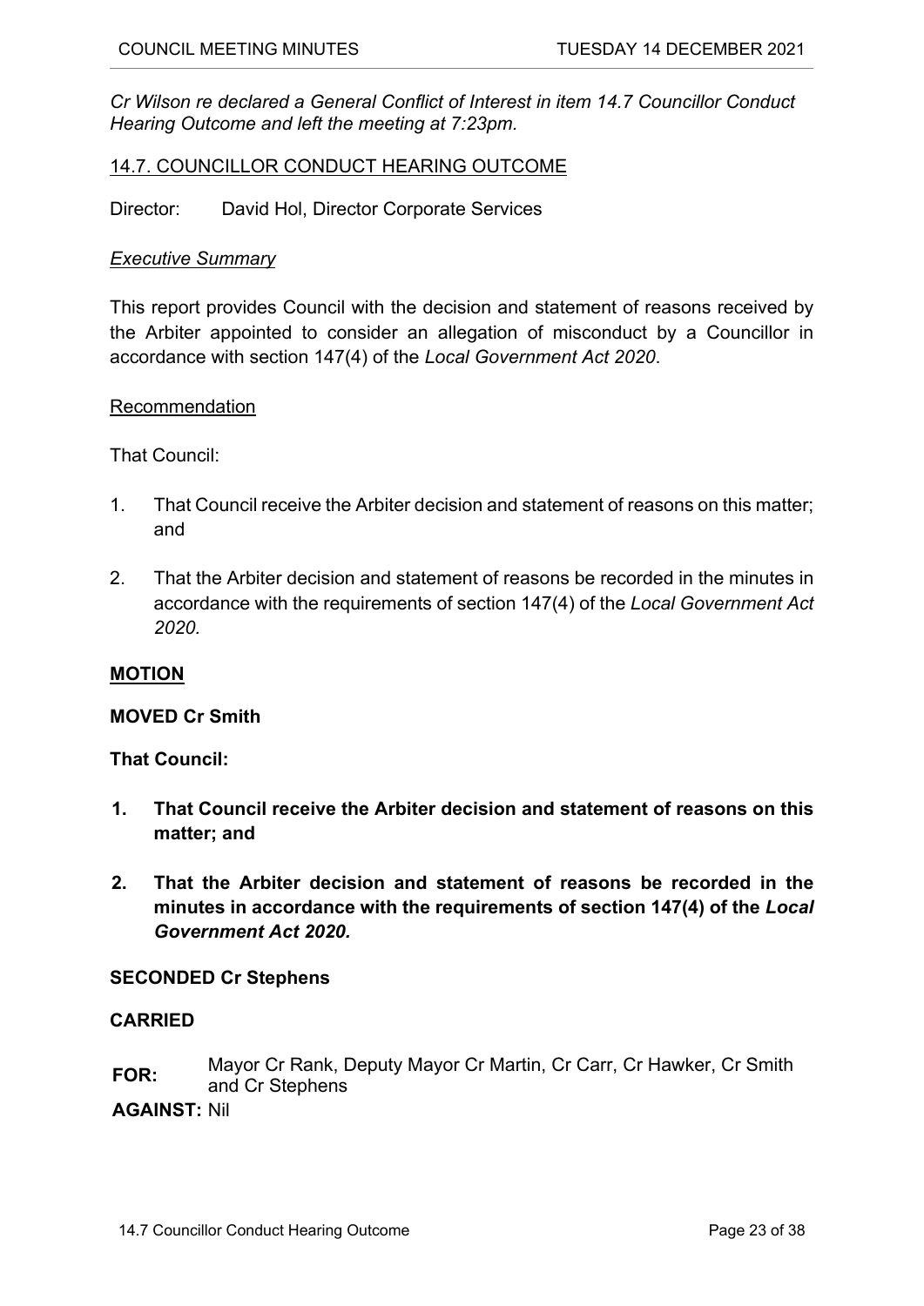*Cr Wilson re declared a General Conflict of Interest in item 14.7 Councillor Conduct Hearing Outcome and left the meeting at 7:23pm.*

## 14.7. COUNCILLOR CONDUCT HEARING OUTCOME

Director: David Hol, Director Corporate Services

### *Executive Summary*

This report provides Council with the decision and statement of reasons received by the Arbiter appointed to consider an allegation of misconduct by a Councillor in accordance with section 147(4) of the *Local Government Act 2020*.

### Recommendation

That Council:

1. That Council receive the Arbiter decision and statement of reasons on this matter; and
2. That the Arbiter decision and statement of reasons be recorded in the minutes in accordance with the requirements of section 147(4) of the *Local Government Act 2020.*

**MOTION**

**MOVED Cr Smith**

**That Council:**

1. **That Council receive the Arbiter decision and statement of reasons on this matter; and**
2. **That the Arbiter decision and statement of reasons be recorded in the minutes in accordance with the requirements of section 147(4) of the *Local Government Act 2020.***

**SECONDED Cr Stephens**

**CARRIED**

**FOR:** Mayor Cr Rank, Deputy Mayor Cr Martin, Cr Carr, Cr Hawker, Cr Smith and Cr Stephens

**AGAINST:** Nil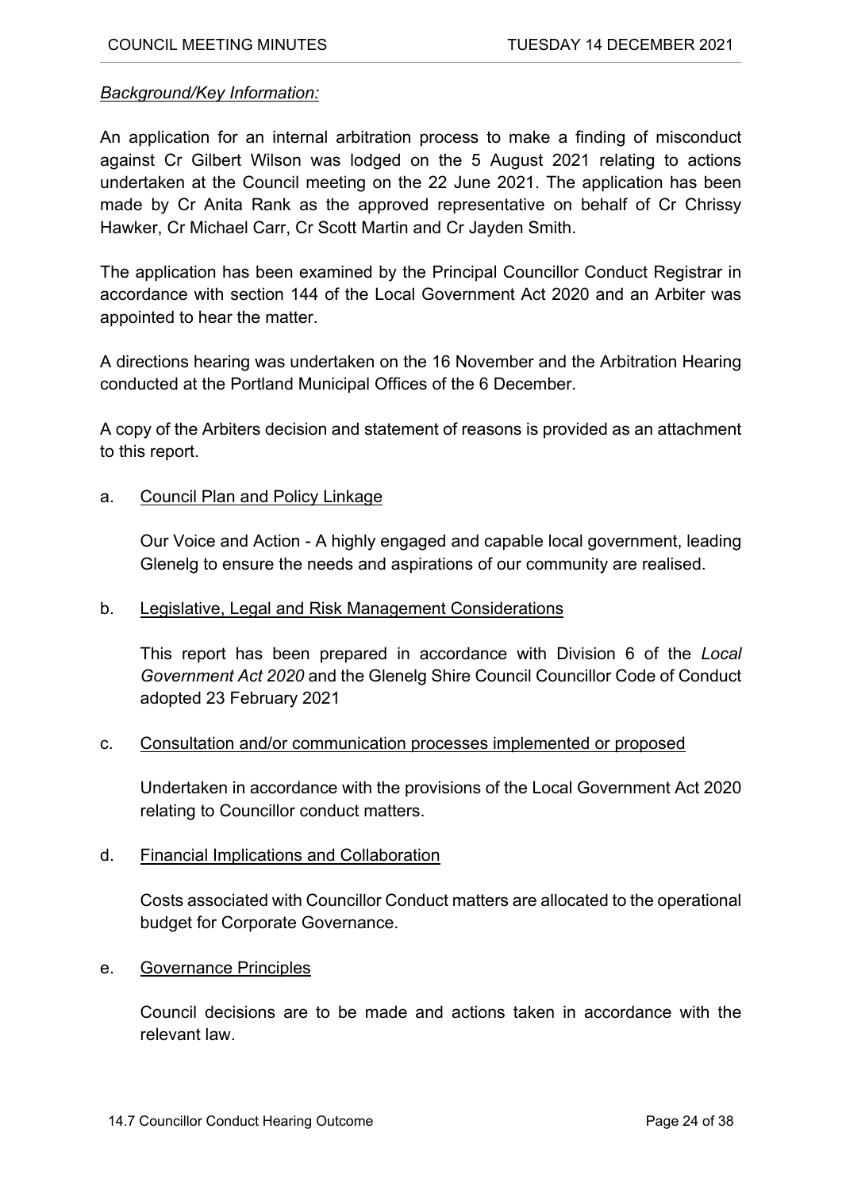*Background/Key Information:*

An application for an internal arbitration process to make a finding of misconduct against Cr Gilbert Wilson was lodged on the 5 August 2021 relating to actions undertaken at the Council meeting on the 22 June 2021. The application has been made by Cr Anita Rank as the approved representative on behalf of Cr Chrissy Hawker, Cr Michael Carr, Cr Scott Martin and Cr Jayden Smith.

The application has been examined by the Principal Councillor Conduct Registrar in accordance with section 144 of the Local Government Act 2020 and an Arbiter was appointed to hear the matter.

A directions hearing was undertaken on the 16 November and the Arbitration Hearing conducted at the Portland Municipal Offices of the 6 December.

A copy of the Arbiters decision and statement of reasons is provided as an attachment to this report.

a. Council Plan and Policy Linkage

   Our Voice and Action - A highly engaged and capable local government, leading Glenelg to ensure the needs and aspirations of our community are realised.

b. Legislative, Legal and Risk Management Considerations

   This report has been prepared in accordance with Division 6 of the *Local Government Act 2020* and the Glenelg Shire Council Councillor Code of Conduct adopted 23 February 2021

c. Consultation and/or communication processes implemented or proposed

   Undertaken in accordance with the provisions of the Local Government Act 2020 relating to Councillor conduct matters.

d. Financial Implications and Collaboration

   Costs associated with Councillor Conduct matters are allocated to the operational budget for Corporate Governance.

e. Governance Principles

   Council decisions are to be made and actions taken in accordance with the relevant law.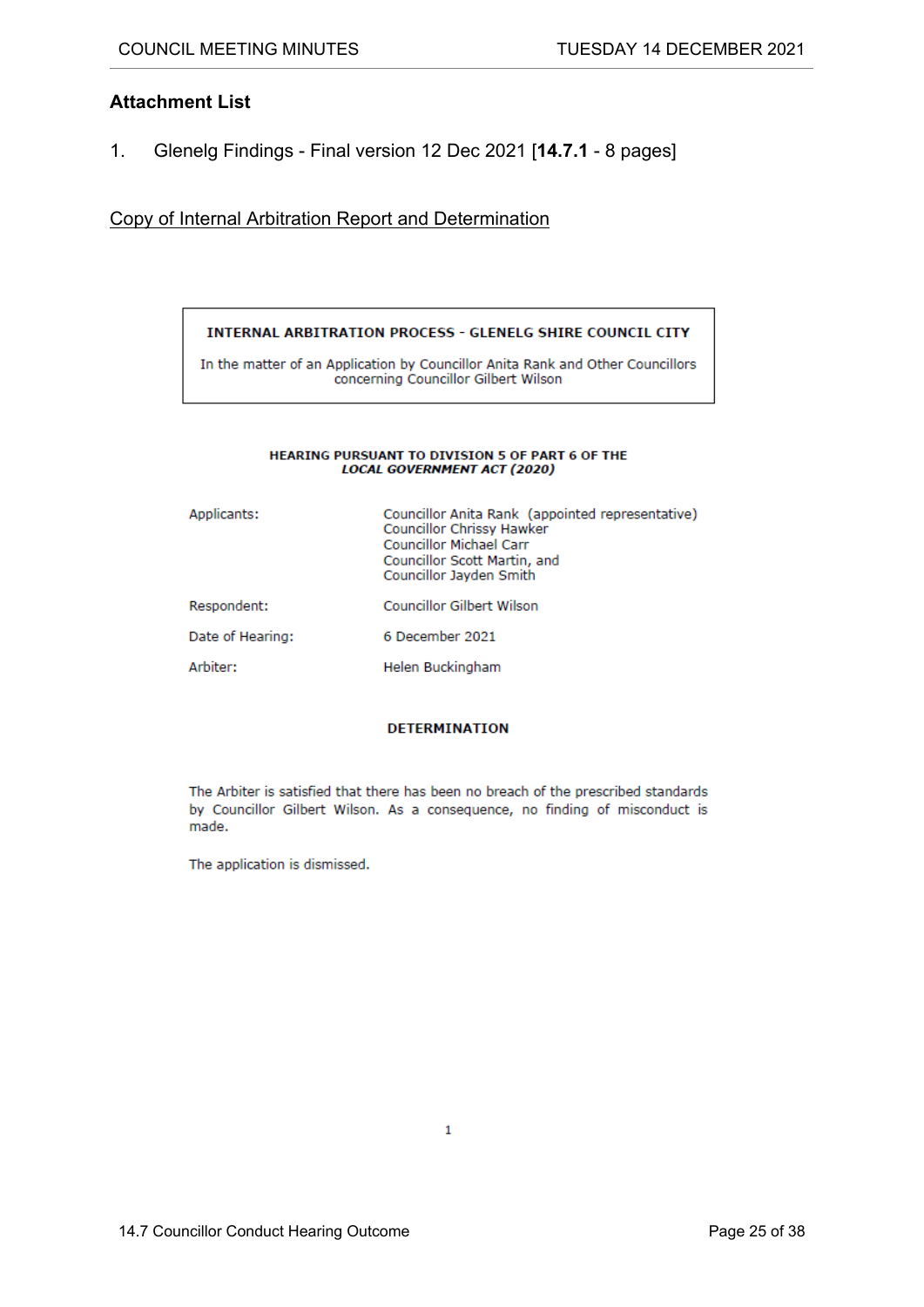## Attachment List

1. Glenelg Findings - Final version 12 Dec 2021 [**14.7.1** - 8 pages]

<u>Copy of Internal Arbitration Report and Determination</u>

**INTERNAL ARBITRATION PROCESS - GLENELG SHIRE COUNCIL CITY**

In the matter of an Application by Councillor Anita Rank and Other Councillors concerning Councillor Gilbert Wilson

**HEARING PURSUANT TO DIVISION 5 OF PART 6 OF THE *LOCAL GOVERNMENT ACT (2020)***

| | |
|---|---|
| Applicants: | Councillor Anita Rank (appointed representative)<br>Councillor Chrissy Hawker<br>Councillor Michael Carr<br>Councillor Scott Martin, and<br>Councillor Jayden Smith |
| Respondent: | Councillor Gilbert Wilson |
| Date of Hearing: | 6 December 2021 |
| Arbiter: | Helen Buckingham |

**DETERMINATION**

The Arbiter is satisfied that there has been no breach of the prescribed standards by Councillor Gilbert Wilson. As a consequence, no finding of misconduct is made.

The application is dismissed.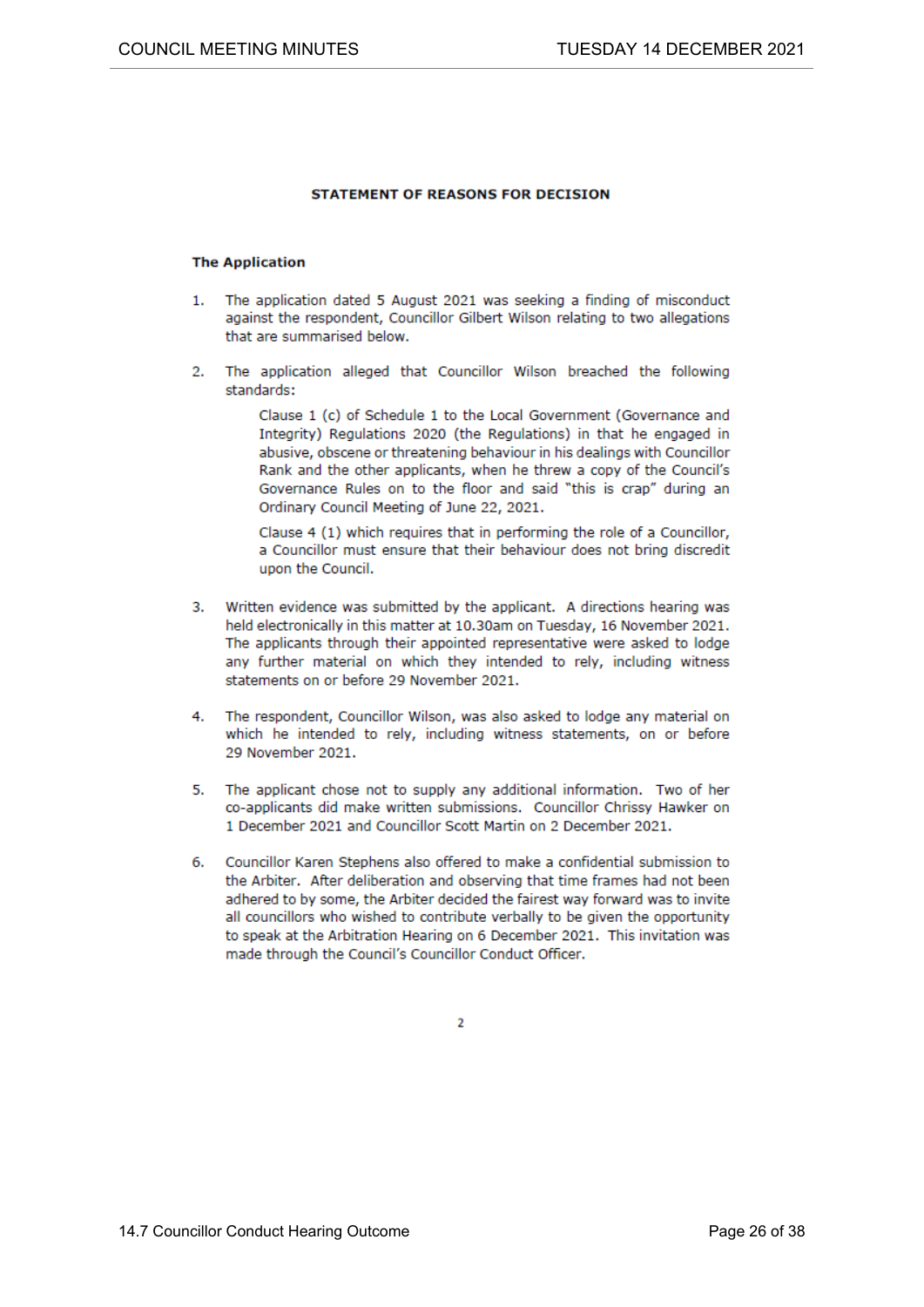## STATEMENT OF REASONS FOR DECISION

### The Application

1. The application dated 5 August 2021 was seeking a finding of misconduct against the respondent, Councillor Gilbert Wilson relating to two allegations that are summarised below.

2. The application alleged that Councillor Wilson breached the following standards:

   Clause 1 (c) of Schedule 1 to the Local Government (Governance and Integrity) Regulations 2020 (the Regulations) in that he engaged in abusive, obscene or threatening behaviour in his dealings with Councillor Rank and the other applicants, when he threw a copy of the Council's Governance Rules on to the floor and said "this is crap" during an Ordinary Council Meeting of June 22, 2021.

   Clause 4 (1) which requires that in performing the role of a Councillor, a Councillor must ensure that their behaviour does not bring discredit upon the Council.

3. Written evidence was submitted by the applicant. A directions hearing was held electronically in this matter at 10.30am on Tuesday, 16 November 2021. The applicants through their appointed representative were asked to lodge any further material on which they intended to rely, including witness statements on or before 29 November 2021.

4. The respondent, Councillor Wilson, was also asked to lodge any material on which he intended to rely, including witness statements, on or before 29 November 2021.

5. The applicant chose not to supply any additional information. Two of her co-applicants did make written submissions. Councillor Chrissy Hawker on 1 December 2021 and Councillor Scott Martin on 2 December 2021.

6. Councillor Karen Stephens also offered to make a confidential submission to the Arbiter. After deliberation and observing that time frames had not been adhered to by some, the Arbiter decided the fairest way forward was to invite all councillors who wished to contribute verbally to be given the opportunity to speak at the Arbitration Hearing on 6 December 2021. This invitation was made through the Council's Councillor Conduct Officer.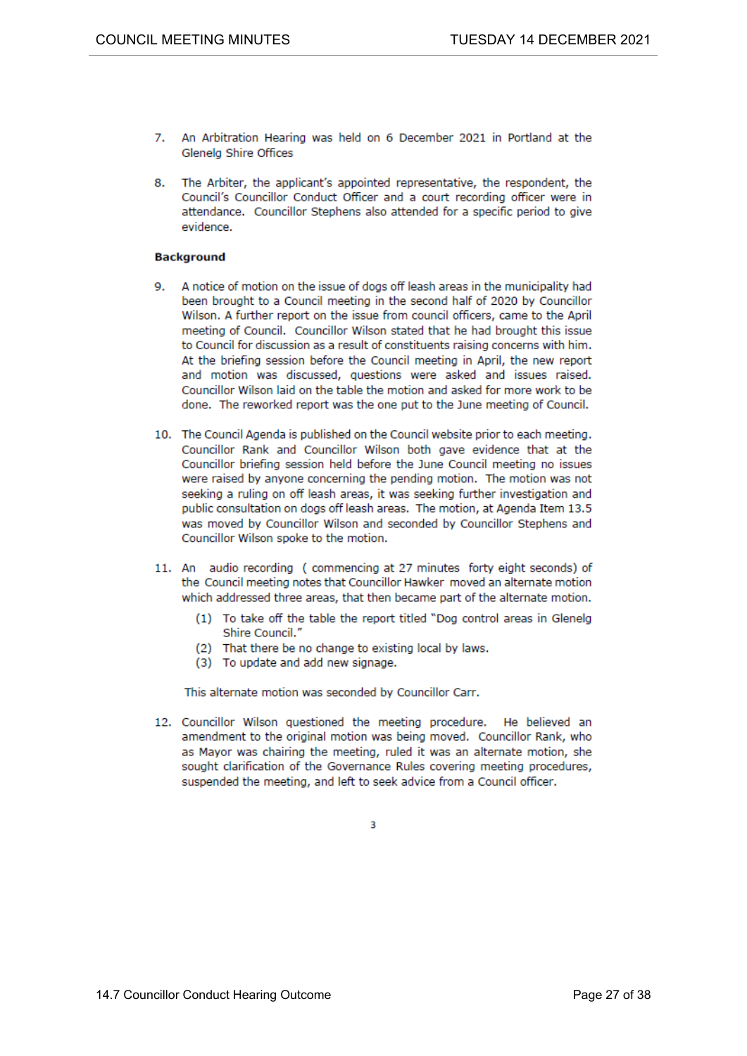7. An Arbitration Hearing was held on 6 December 2021 in Portland at the Glenelg Shire Offices

8. The Arbiter, the applicant's appointed representative, the respondent, the Council's Councillor Conduct Officer and a court recording officer were in attendance. Councillor Stephens also attended for a specific period to give evidence.

**Background**

9. A notice of motion on the issue of dogs off leash areas in the municipality had been brought to a Council meeting in the second half of 2020 by Councillor Wilson. A further report on the issue from council officers, came to the April meeting of Council. Councillor Wilson stated that he had brought this issue to Council for discussion as a result of constituents raising concerns with him. At the briefing session before the Council meeting in April, the new report and motion was discussed, questions were asked and issues raised. Councillor Wilson laid on the table the motion and asked for more work to be done. The reworked report was the one put to the June meeting of Council.

10. The Council Agenda is published on the Council website prior to each meeting. Councillor Rank and Councillor Wilson both gave evidence that at the Councillor briefing session held before the June Council meeting no issues were raised by anyone concerning the pending motion. The motion was not seeking a ruling on off leash areas, it was seeking further investigation and public consultation on dogs off leash areas. The motion, at Agenda Item 13.5 was moved by Councillor Wilson and seconded by Councillor Stephens and Councillor Wilson spoke to the motion.

11. An audio recording ( commencing at 27 minutes forty eight seconds) of the Council meeting notes that Councillor Hawker moved an alternate motion which addressed three areas, that then became part of the alternate motion.

    (1) To take off the table the report titled "Dog control areas in Glenelg Shire Council."
    (2) That there be no change to existing local by laws.
    (3) To update and add new signage.

    This alternate motion was seconded by Councillor Carr.

12. Councillor Wilson questioned the meeting procedure. He believed an amendment to the original motion was being moved. Councillor Rank, who as Mayor was chairing the meeting, ruled it was an alternate motion, she sought clarification of the Governance Rules covering meeting procedures, suspended the meeting, and left to seek advice from a Council officer.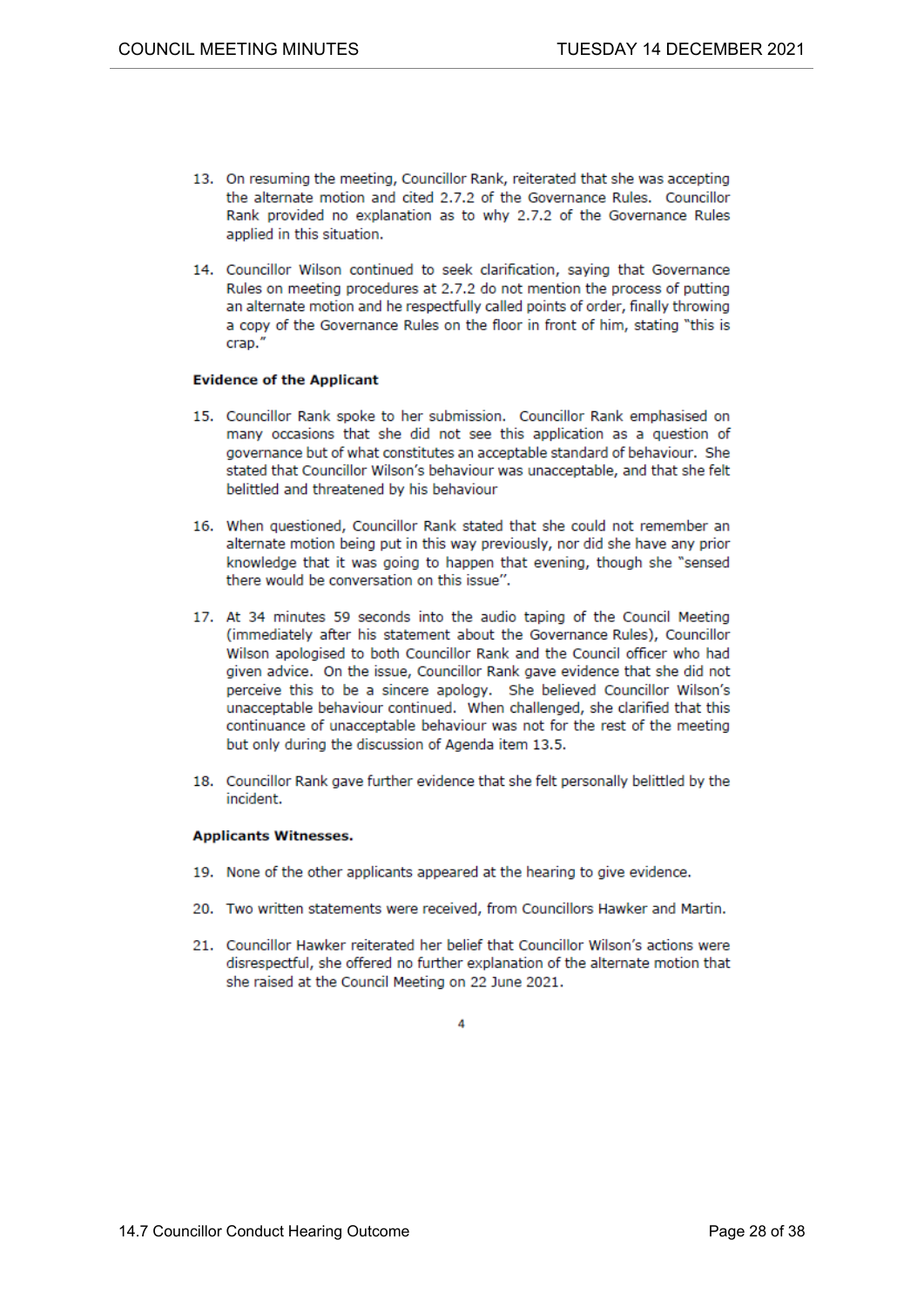13. On resuming the meeting, Councillor Rank, reiterated that she was accepting the alternate motion and cited 2.7.2 of the Governance Rules. Councillor Rank provided no explanation as to why 2.7.2 of the Governance Rules applied in this situation.

14. Councillor Wilson continued to seek clarification, saying that Governance Rules on meeting procedures at 2.7.2 do not mention the process of putting an alternate motion and he respectfully called points of order, finally throwing a copy of the Governance Rules on the floor in front of him, stating "this is crap."

**Evidence of the Applicant**

15. Councillor Rank spoke to her submission. Councillor Rank emphasised on many occasions that she did not see this application as a question of governance but of what constitutes an acceptable standard of behaviour. She stated that Councillor Wilson's behaviour was unacceptable, and that she felt belittled and threatened by his behaviour

16. When questioned, Councillor Rank stated that she could not remember an alternate motion being put in this way previously, nor did she have any prior knowledge that it was going to happen that evening, though she "sensed there would be conversation on this issue".

17. At 34 minutes 59 seconds into the audio taping of the Council Meeting (immediately after his statement about the Governance Rules), Councillor Wilson apologised to both Councillor Rank and the Council officer who had given advice. On the issue, Councillor Rank gave evidence that she did not perceive this to be a sincere apology. She believed Councillor Wilson's unacceptable behaviour continued. When challenged, she clarified that this continuance of unacceptable behaviour was not for the rest of the meeting but only during the discussion of Agenda item 13.5.

18. Councillor Rank gave further evidence that she felt personally belittled by the incident.

**Applicants Witnesses.**

19. None of the other applicants appeared at the hearing to give evidence.

20. Two written statements were received, from Councillors Hawker and Martin.

21. Councillor Hawker reiterated her belief that Councillor Wilson's actions were disrespectful, she offered no further explanation of the alternate motion that she raised at the Council Meeting on 22 June 2021.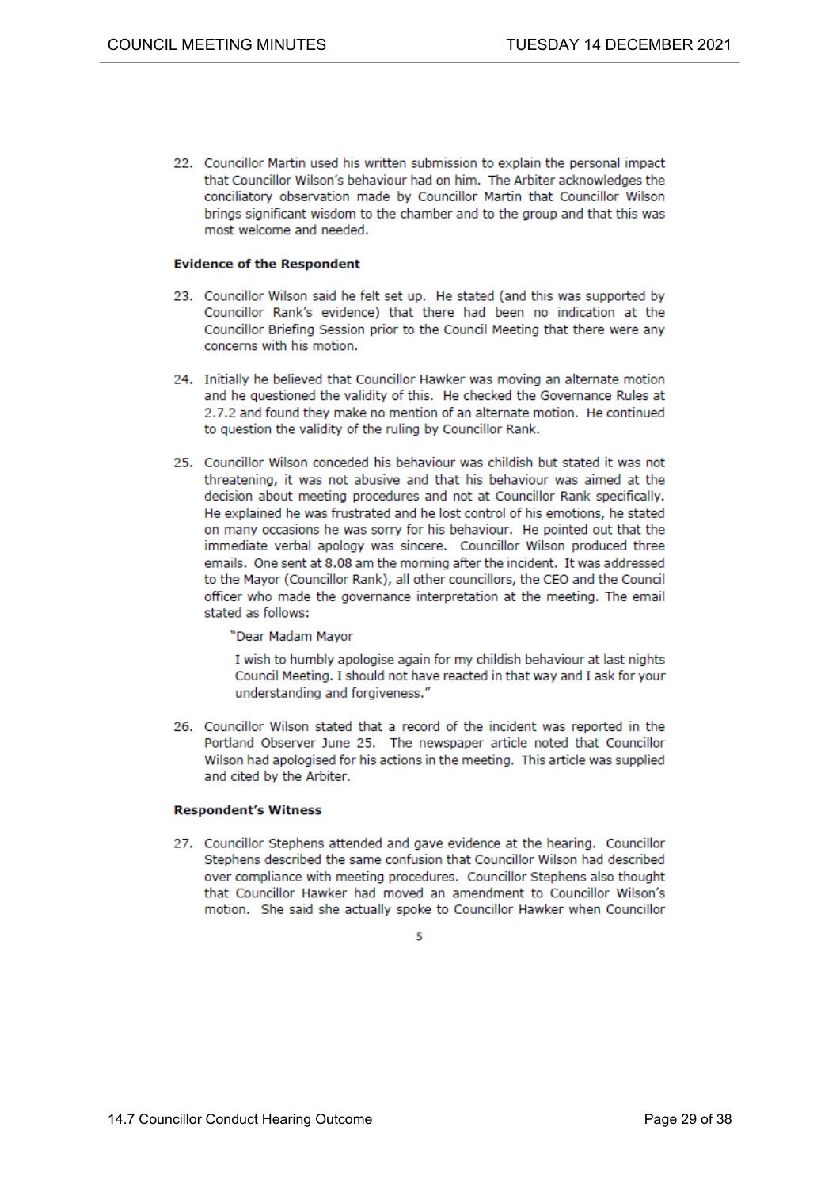22. Councillor Martin used his written submission to explain the personal impact that Councillor Wilson's behaviour had on him. The Arbiter acknowledges the conciliatory observation made by Councillor Martin that Councillor Wilson brings significant wisdom to the chamber and to the group and that this was most welcome and needed.

**Evidence of the Respondent**

23. Councillor Wilson said he felt set up. He stated (and this was supported by Councillor Rank's evidence) that there had been no indication at the Councillor Briefing Session prior to the Council Meeting that there were any concerns with his motion.

24. Initially he believed that Councillor Hawker was moving an alternate motion and he questioned the validity of this. He checked the Governance Rules at 2.7.2 and found they make no mention of an alternate motion. He continued to question the validity of the ruling by Councillor Rank.

25. Councillor Wilson conceded his behaviour was childish but stated it was not threatening, it was not abusive and that his behaviour was aimed at the decision about meeting procedures and not at Councillor Rank specifically. He explained he was frustrated and he lost control of his emotions, he stated on many occasions he was sorry for his behaviour. He pointed out that the immediate verbal apology was sincere. Councillor Wilson produced three emails. One sent at 8.08 am the morning after the incident. It was addressed to the Mayor (Councillor Rank), all other councillors, the CEO and the Council officer who made the governance interpretation at the meeting. The email stated as follows:

    "Dear Madam Mayor

    I wish to humbly apologise again for my childish behaviour at last nights Council Meeting. I should not have reacted in that way and I ask for your understanding and forgiveness."

26. Councillor Wilson stated that a record of the incident was reported in the Portland Observer June 25. The newspaper article noted that Councillor Wilson had apologised for his actions in the meeting. This article was supplied and cited by the Arbiter.

**Respondent's Witness**

27. Councillor Stephens attended and gave evidence at the hearing. Councillor Stephens described the same confusion that Councillor Wilson had described over compliance with meeting procedures. Councillor Stephens also thought that Councillor Hawker had moved an amendment to Councillor Wilson's motion. She said she actually spoke to Councillor Hawker when Councillor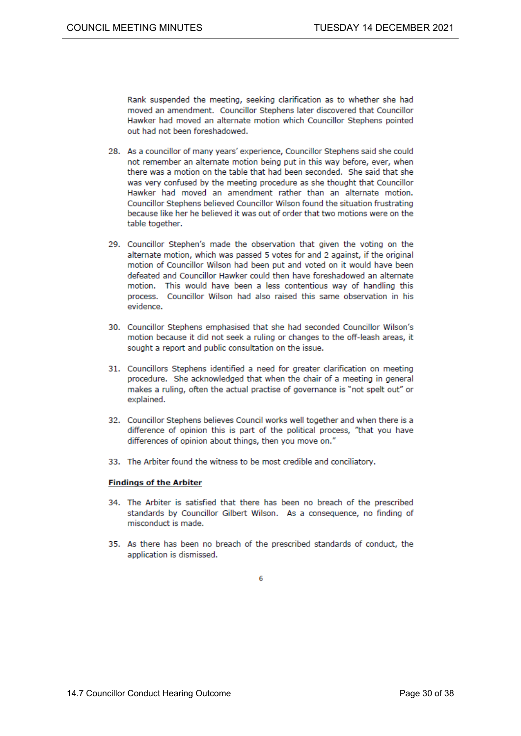Rank suspended the meeting, seeking clarification as to whether she had moved an amendment. Councillor Stephens later discovered that Councillor Hawker had moved an alternate motion which Councillor Stephens pointed out had not been foreshadowed.

28. As a councillor of many years' experience, Councillor Stephens said she could not remember an alternate motion being put in this way before, ever, when there was a motion on the table that had been seconded. She said that she was very confused by the meeting procedure as she thought that Councillor Hawker had moved an amendment rather than an alternate motion. Councillor Stephens believed Councillor Wilson found the situation frustrating because like her he believed it was out of order that two motions were on the table together.

29. Councillor Stephen's made the observation that given the voting on the alternate motion, which was passed 5 votes for and 2 against, if the original motion of Councillor Wilson had been put and voted on it would have been defeated and Councillor Hawker could then have foreshadowed an alternate motion. This would have been a less contentious way of handling this process. Councillor Wilson had also raised this same observation in his evidence.

30. Councillor Stephens emphasised that she had seconded Councillor Wilson's motion because it did not seek a ruling or changes to the off-leash areas, it sought a report and public consultation on the issue.

31. Councillors Stephens identified a need for greater clarification on meeting procedure. She acknowledged that when the chair of a meeting in general makes a ruling, often the actual practise of governance is "not spelt out" or explained.

32. Councillor Stephens believes Council works well together and when there is a difference of opinion this is part of the political process, "that you have differences of opinion about things, then you move on."

33. The Arbiter found the witness to be most credible and conciliatory.

**Findings of the Arbiter**

34. The Arbiter is satisfied that there has been no breach of the prescribed standards by Councillor Gilbert Wilson. As a consequence, no finding of misconduct is made.

35. As there has been no breach of the prescribed standards of conduct, the application is dismissed.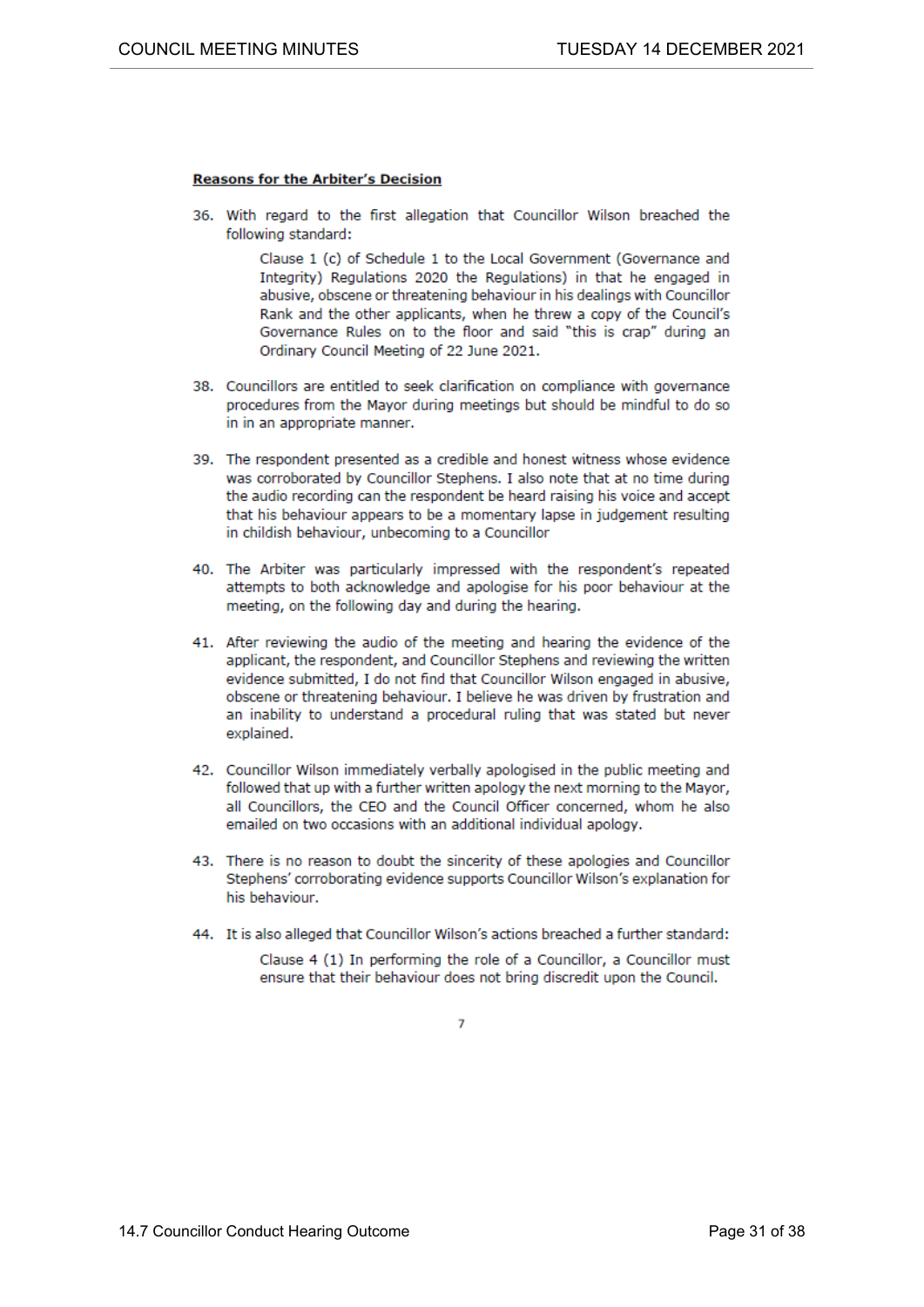**Reasons for the Arbiter's Decision**

36. With regard to the first allegation that Councillor Wilson breached the following standard:

    Clause 1 (c) of Schedule 1 to the Local Government (Governance and Integrity) Regulations 2020 the Regulations) in that he engaged in abusive, obscene or threatening behaviour in his dealings with Councillor Rank and the other applicants, when he threw a copy of the Council's Governance Rules on to the floor and said "this is crap" during an Ordinary Council Meeting of 22 June 2021.

38. Councillors are entitled to seek clarification on compliance with governance procedures from the Mayor during meetings but should be mindful to do so in in an appropriate manner.

39. The respondent presented as a credible and honest witness whose evidence was corroborated by Councillor Stephens. I also note that at no time during the audio recording can the respondent be heard raising his voice and accept that his behaviour appears to be a momentary lapse in judgement resulting in childish behaviour, unbecoming to a Councillor

40. The Arbiter was particularly impressed with the respondent's repeated attempts to both acknowledge and apologise for his poor behaviour at the meeting, on the following day and during the hearing.

41. After reviewing the audio of the meeting and hearing the evidence of the applicant, the respondent, and Councillor Stephens and reviewing the written evidence submitted, I do not find that Councillor Wilson engaged in abusive, obscene or threatening behaviour. I believe he was driven by frustration and an inability to understand a procedural ruling that was stated but never explained.

42. Councillor Wilson immediately verbally apologised in the public meeting and followed that up with a further written apology the next morning to the Mayor, all Councillors, the CEO and the Council Officer concerned, whom he also emailed on two occasions with an additional individual apology.

43. There is no reason to doubt the sincerity of these apologies and Councillor Stephens' corroborating evidence supports Councillor Wilson's explanation for his behaviour.

44. It is also alleged that Councillor Wilson's actions breached a further standard:

    Clause 4 (1) In performing the role of a Councillor, a Councillor must ensure that their behaviour does not bring discredit upon the Council.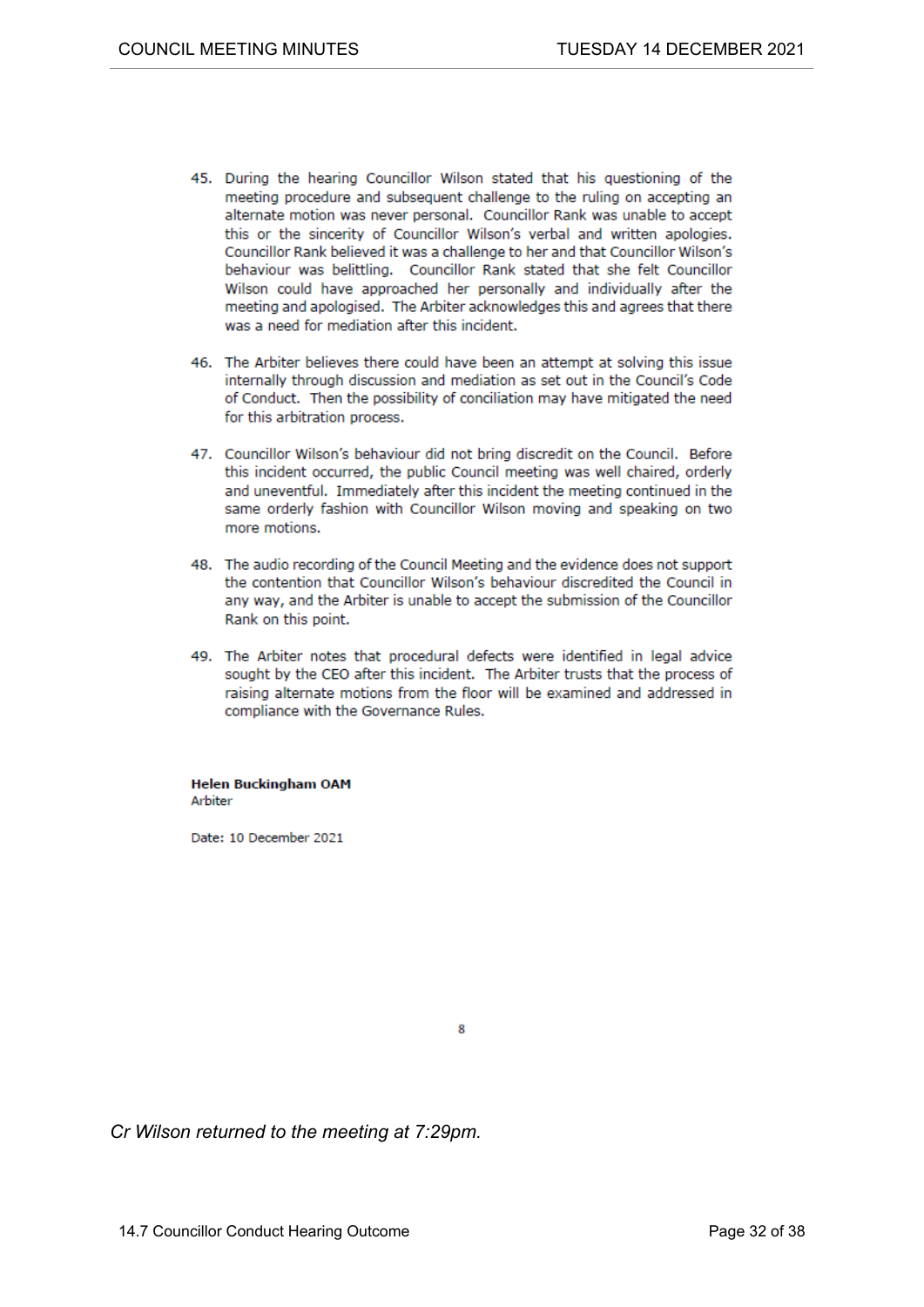45. During the hearing Councillor Wilson stated that his questioning of the meeting procedure and subsequent challenge to the ruling on accepting an alternate motion was never personal. Councillor Rank was unable to accept this or the sincerity of Councillor Wilson's verbal and written apologies. Councillor Rank believed it was a challenge to her and that Councillor Wilson's behaviour was belittling. Councillor Rank stated that she felt Councillor Wilson could have approached her personally and individually after the meeting and apologised. The Arbiter acknowledges this and agrees that there was a need for mediation after this incident.

46. The Arbiter believes there could have been an attempt at solving this issue internally through discussion and mediation as set out in the Council's Code of Conduct. Then the possibility of conciliation may have mitigated the need for this arbitration process.

47. Councillor Wilson's behaviour did not bring discredit on the Council. Before this incident occurred, the public Council meeting was well chaired, orderly and uneventful. Immediately after this incident the meeting continued in the same orderly fashion with Councillor Wilson moving and speaking on two more motions.

48. The audio recording of the Council Meeting and the evidence does not support the contention that Councillor Wilson's behaviour discredited the Council in any way, and the Arbiter is unable to accept the submission of the Councillor Rank on this point.

49. The Arbiter notes that procedural defects were identified in legal advice sought by the CEO after this incident. The Arbiter trusts that the process of raising alternate motions from the floor will be examined and addressed in compliance with the Governance Rules.

**Helen Buckingham OAM**
Arbiter

Date: 10 December 2021

*Cr Wilson returned to the meeting at 7:29pm.*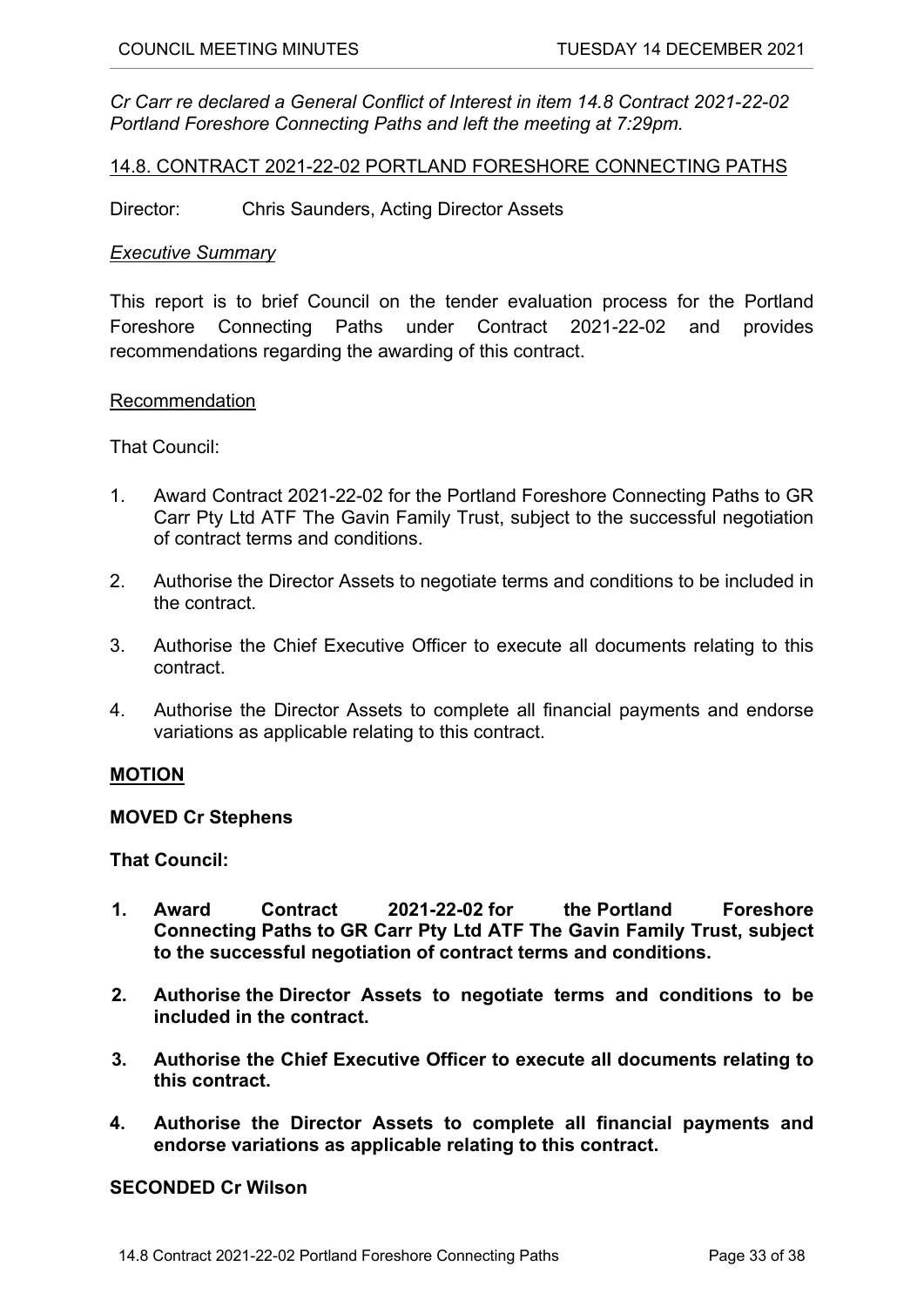*Cr Carr re declared a General Conflict of Interest in item 14.8 Contract 2021-22-02 Portland Foreshore Connecting Paths and left the meeting at 7:29pm.*

## 14.8. CONTRACT 2021-22-02 PORTLAND FORESHORE CONNECTING PATHS

Director: Chris Saunders, Acting Director Assets

### *Executive Summary*

This report is to brief Council on the tender evaluation process for the Portland Foreshore Connecting Paths under Contract 2021-22-02 and provides recommendations regarding the awarding of this contract.

### Recommendation

That Council:

1. Award Contract 2021-22-02 for the Portland Foreshore Connecting Paths to GR Carr Pty Ltd ATF The Gavin Family Trust, subject to the successful negotiation of contract terms and conditions.
2. Authorise the Director Assets to negotiate terms and conditions to be included in the contract.
3. Authorise the Chief Executive Officer to execute all documents relating to this contract.
4. Authorise the Director Assets to complete all financial payments and endorse variations as applicable relating to this contract.

**MOTION**

**MOVED Cr Stephens**

**That Council:**

1. **Award Contract 2021-22-02 for the Portland Foreshore Connecting Paths to GR Carr Pty Ltd ATF The Gavin Family Trust, subject to the successful negotiation of contract terms and conditions.**
2. **Authorise the Director Assets to negotiate terms and conditions to be included in the contract.**
3. **Authorise the Chief Executive Officer to execute all documents relating to this contract.**
4. **Authorise the Director Assets to complete all financial payments and endorse variations as applicable relating to this contract.**

**SECONDED Cr Wilson**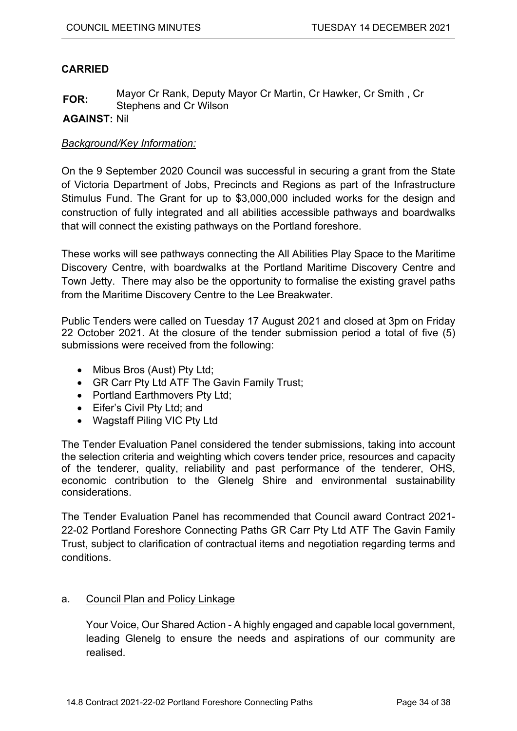**CARRIED**

**FOR:** Mayor Cr Rank, Deputy Mayor Cr Martin, Cr Hawker, Cr Smith , Cr Stephens and Cr Wilson

**AGAINST:** Nil

*Background/Key Information:*

On the 9 September 2020 Council was successful in securing a grant from the State of Victoria Department of Jobs, Precincts and Regions as part of the Infrastructure Stimulus Fund. The Grant for up to $3,000,000 included works for the design and construction of fully integrated and all abilities accessible pathways and boardwalks that will connect the existing pathways on the Portland foreshore.

These works will see pathways connecting the All Abilities Play Space to the Maritime Discovery Centre, with boardwalks at the Portland Maritime Discovery Centre and Town Jetty. There may also be the opportunity to formalise the existing gravel paths from the Maritime Discovery Centre to the Lee Breakwater.

Public Tenders were called on Tuesday 17 August 2021 and closed at 3pm on Friday 22 October 2021. At the closure of the tender submission period a total of five (5) submissions were received from the following:

- Mibus Bros (Aust) Pty Ltd;
- GR Carr Pty Ltd ATF The Gavin Family Trust;
- Portland Earthmovers Pty Ltd;
- Eifer's Civil Pty Ltd; and
- Wagstaff Piling VIC Pty Ltd

The Tender Evaluation Panel considered the tender submissions, taking into account the selection criteria and weighting which covers tender price, resources and capacity of the tenderer, quality, reliability and past performance of the tenderer, OHS, economic contribution to the Glenelg Shire and environmental sustainability considerations.

The Tender Evaluation Panel has recommended that Council award Contract 2021-22-02 Portland Foreshore Connecting Paths GR Carr Pty Ltd ATF The Gavin Family Trust, subject to clarification of contractual items and negotiation regarding terms and conditions.

a. Council Plan and Policy Linkage

Your Voice, Our Shared Action - A highly engaged and capable local government, leading Glenelg to ensure the needs and aspirations of our community are realised.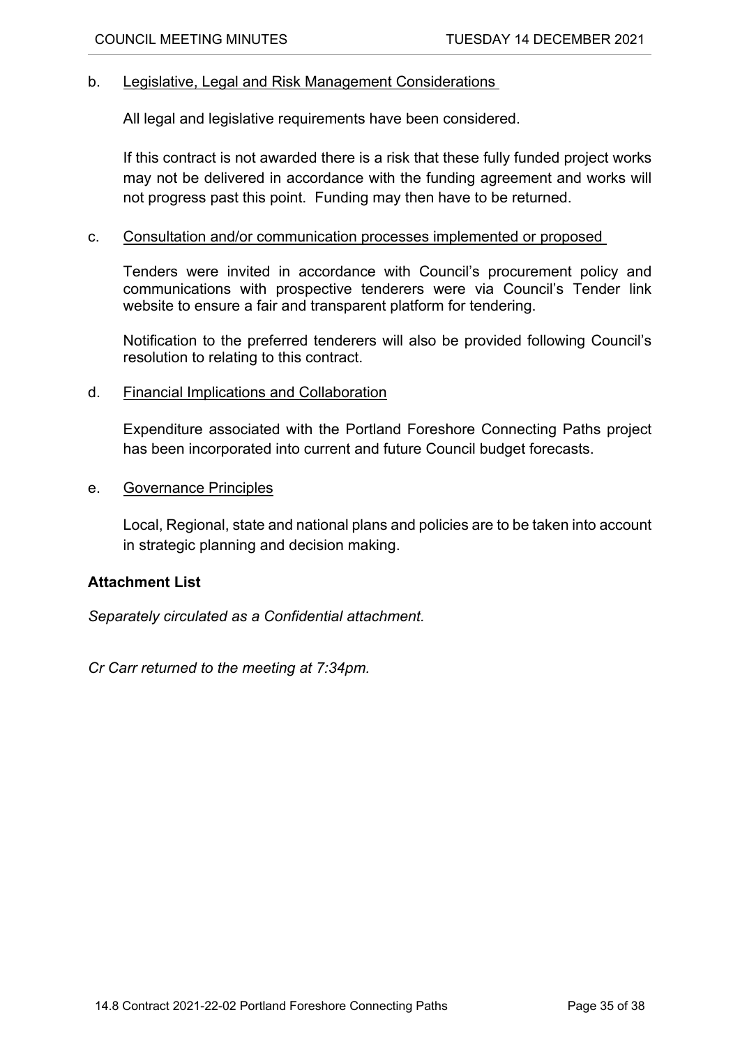b. <u>Legislative, Legal and Risk Management Considerations</u>

All legal and legislative requirements have been considered.

If this contract is not awarded there is a risk that these fully funded project works may not be delivered in accordance with the funding agreement and works will not progress past this point. Funding may then have to be returned.

c. <u>Consultation and/or communication processes implemented or proposed</u>

Tenders were invited in accordance with Council's procurement policy and communications with prospective tenderers were via Council's Tender link website to ensure a fair and transparent platform for tendering.

Notification to the preferred tenderers will also be provided following Council's resolution to relating to this contract.

d. <u>Financial Implications and Collaboration</u>

Expenditure associated with the Portland Foreshore Connecting Paths project has been incorporated into current and future Council budget forecasts.

e. <u>Governance Principles</u>

Local, Regional, state and national plans and policies are to be taken into account in strategic planning and decision making.

**Attachment List**

*Separately circulated as a Confidential attachment.*

*Cr Carr returned to the meeting at 7:34pm.*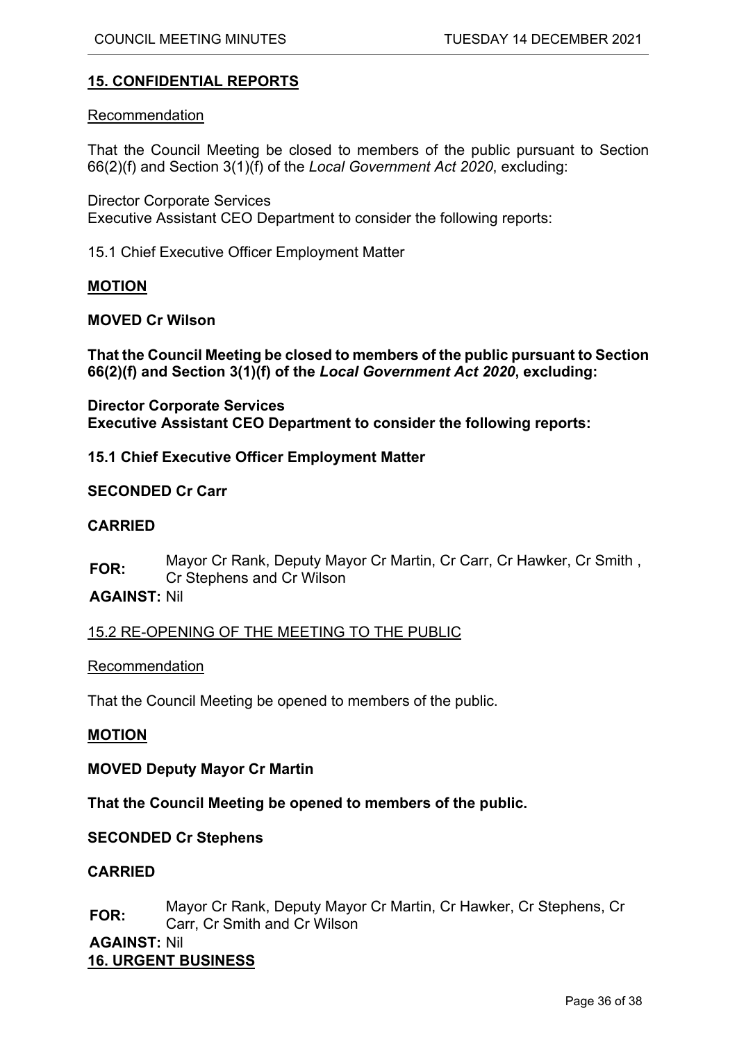## 15. CONFIDENTIAL REPORTS

Recommendation

That the Council Meeting be closed to members of the public pursuant to Section 66(2)(f) and Section 3(1)(f) of the *Local Government Act 2020*, excluding:

Director Corporate Services
Executive Assistant CEO Department to consider the following reports:

15.1 Chief Executive Officer Employment Matter

**MOTION**

**MOVED Cr Wilson**

**That the Council Meeting be closed to members of the public pursuant to Section 66(2)(f) and Section 3(1)(f) of the *Local Government Act 2020*, excluding:**

**Director Corporate Services**
**Executive Assistant CEO Department to consider the following reports:**

**15.1 Chief Executive Officer Employment Matter**

**SECONDED Cr Carr**

**CARRIED**

**FOR:** Mayor Cr Rank, Deputy Mayor Cr Martin, Cr Carr, Cr Hawker, Cr Smith , Cr Stephens and Cr Wilson

**AGAINST:** Nil

### 15.2 RE-OPENING OF THE MEETING TO THE PUBLIC

Recommendation

That the Council Meeting be opened to members of the public.

**MOTION**

**MOVED Deputy Mayor Cr Martin**

**That the Council Meeting be opened to members of the public.**

**SECONDED Cr Stephens**

**CARRIED**

**FOR:** Mayor Cr Rank, Deputy Mayor Cr Martin, Cr Hawker, Cr Stephens, Cr Carr, Cr Smith and Cr Wilson

**AGAINST:** Nil

## 16. URGENT BUSINESS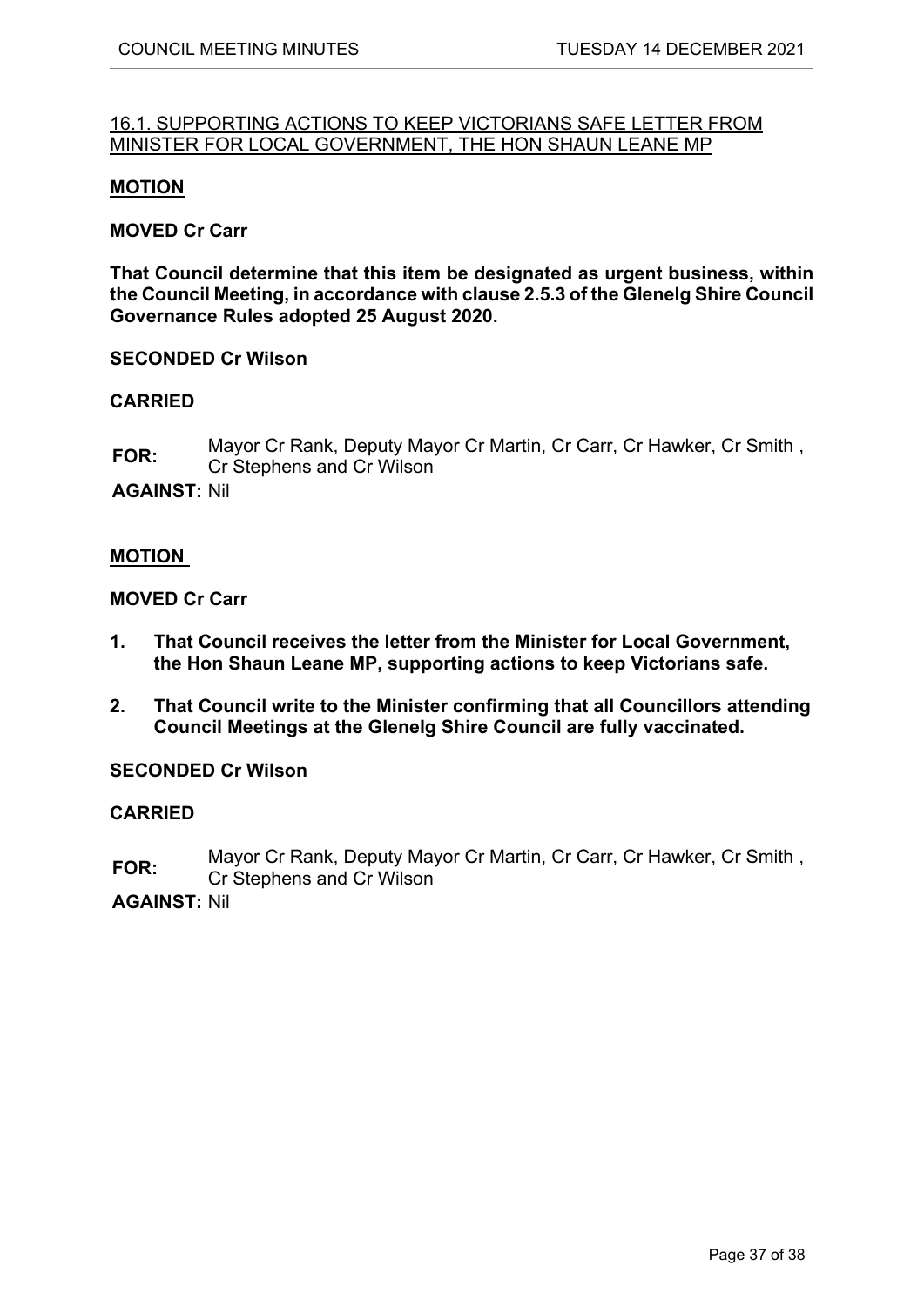<u>16.1. SUPPORTING ACTIONS TO KEEP VICTORIANS SAFE LETTER FROM MINISTER FOR LOCAL GOVERNMENT, THE HON SHAUN LEANE MP</u>

**<u>MOTION</u>**

**MOVED Cr Carr**

**That Council determine that this item be designated as urgent business, within the Council Meeting, in accordance with clause 2.5.3 of the Glenelg Shire Council Governance Rules adopted 25 August 2020.**

**SECONDED Cr Wilson**

**CARRIED**

**FOR:** Mayor Cr Rank, Deputy Mayor Cr Martin, Cr Carr, Cr Hawker, Cr Smith , Cr Stephens and Cr Wilson

**AGAINST:** Nil

**<u>MOTION</u>**

**MOVED Cr Carr**

1. **That Council receives the letter from the Minister for Local Government, the Hon Shaun Leane MP, supporting actions to keep Victorians safe.**
2. **That Council write to the Minister confirming that all Councillors attending Council Meetings at the Glenelg Shire Council are fully vaccinated.**

**SECONDED Cr Wilson**

**CARRIED**

**FOR:** Mayor Cr Rank, Deputy Mayor Cr Martin, Cr Carr, Cr Hawker, Cr Smith , Cr Stephens and Cr Wilson

**AGAINST:** Nil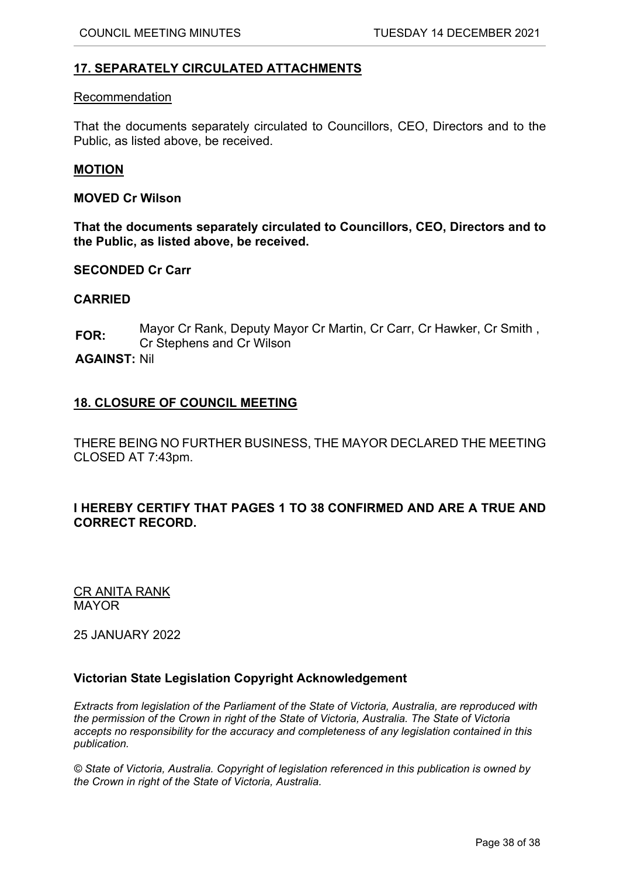## 17. SEPARATELY CIRCULATED ATTACHMENTS

Recommendation

That the documents separately circulated to Councillors, CEO, Directors and to the Public, as listed above, be received.

**MOTION**

**MOVED Cr Wilson**

**That the documents separately circulated to Councillors, CEO, Directors and to the Public, as listed above, be received.**

**SECONDED Cr Carr**

**CARRIED**

**FOR:** Mayor Cr Rank, Deputy Mayor Cr Martin, Cr Carr, Cr Hawker, Cr Smith , Cr Stephens and Cr Wilson

**AGAINST:** Nil

## 18. CLOSURE OF COUNCIL MEETING

THERE BEING NO FURTHER BUSINESS, THE MAYOR DECLARED THE MEETING CLOSED AT 7:43pm.

**I HEREBY CERTIFY THAT PAGES 1 TO 38 CONFIRMED AND ARE A TRUE AND CORRECT RECORD.**

CR ANITA RANK
MAYOR

25 JANUARY 2022

**Victorian State Legislation Copyright Acknowledgement**

*Extracts from legislation of the Parliament of the State of Victoria, Australia, are reproduced with the permission of the Crown in right of the State of Victoria, Australia. The State of Victoria accepts no responsibility for the accuracy and completeness of any legislation contained in this publication.*

*© State of Victoria, Australia. Copyright of legislation referenced in this publication is owned by the Crown in right of the State of Victoria, Australia.*